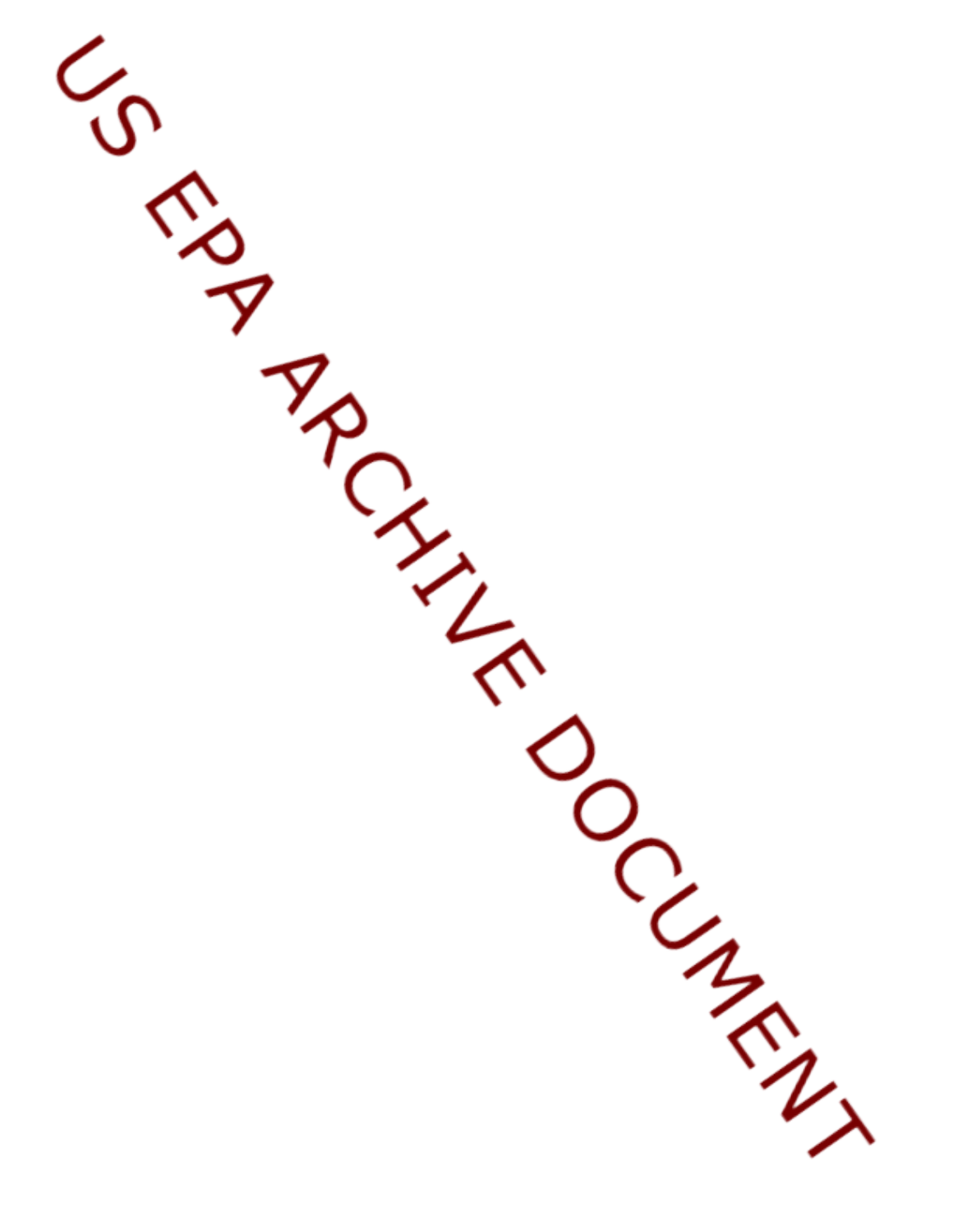US EPA ARCHIVE DOCUMENT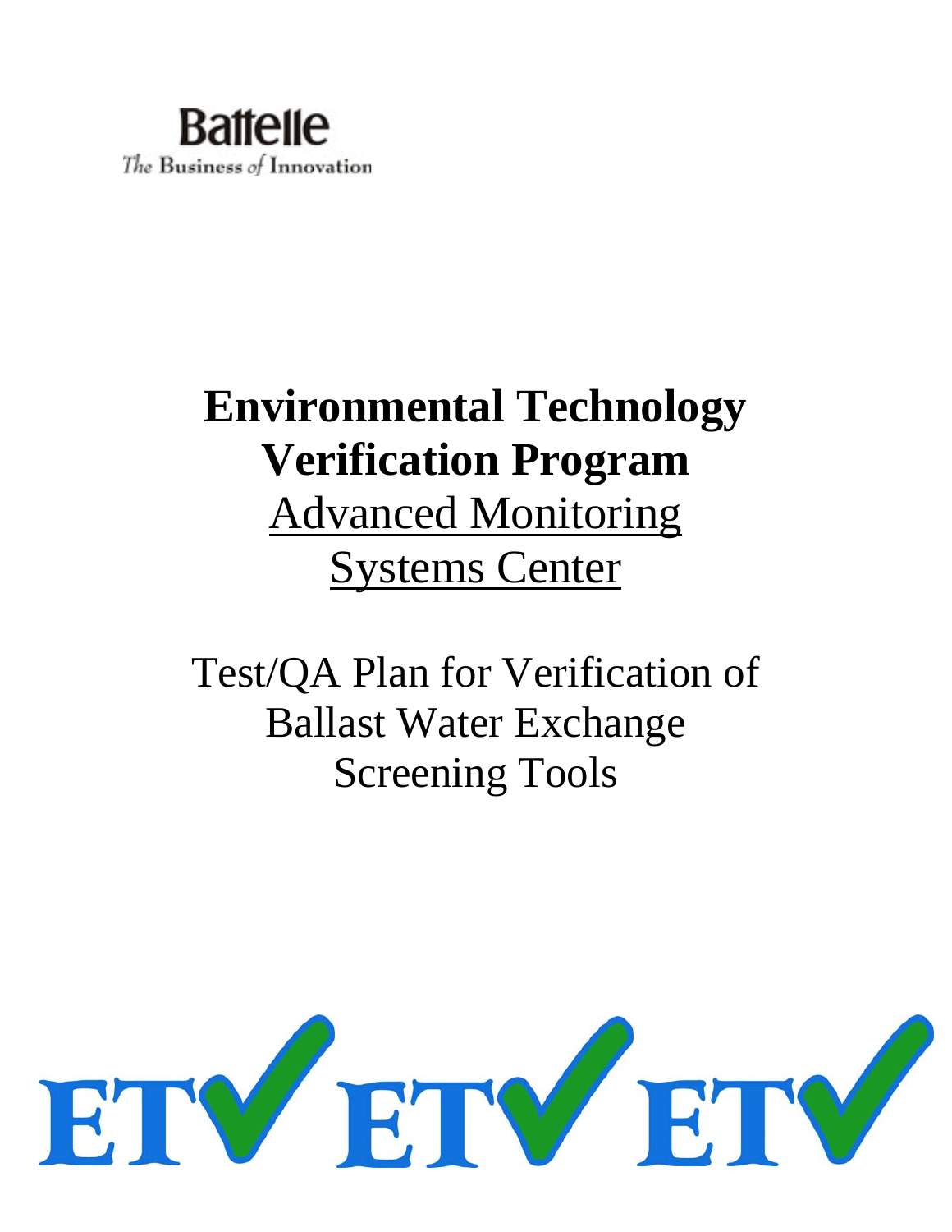Battelle
*The Business of Innovation*

# Environmental Technology Verification Program

Advanced Monitoring Systems Center

Test/QA Plan for Verification of Ballast Water Exchange Screening Tools

ETV ETV ETV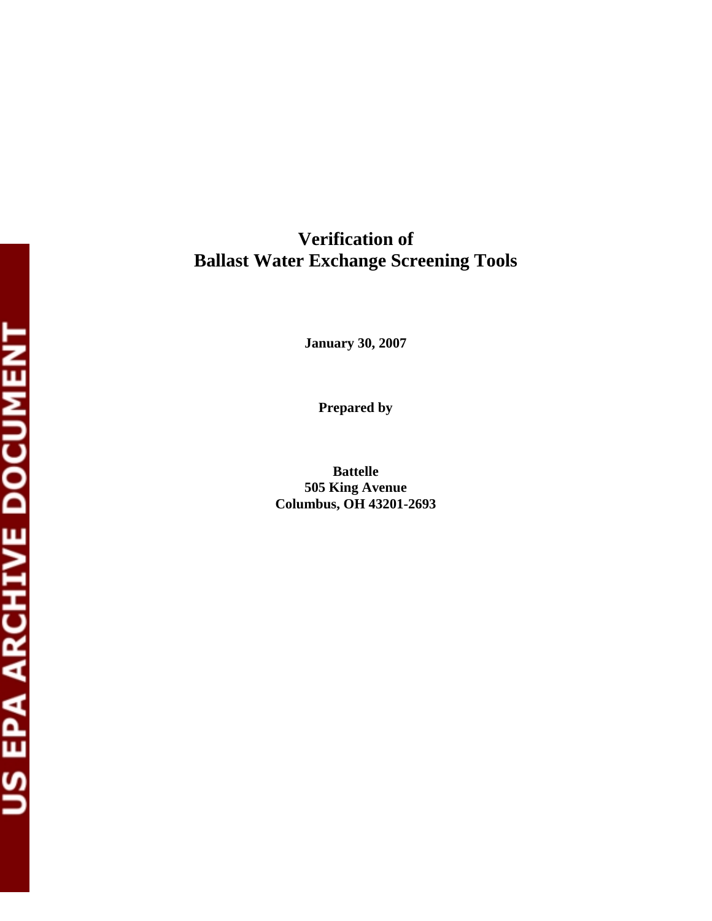# Verification of Ballast Water Exchange Screening Tools

**January 30, 2007**

**Prepared by**

**Battelle**
**505 King Avenue**
**Columbus, OH 43201-2693**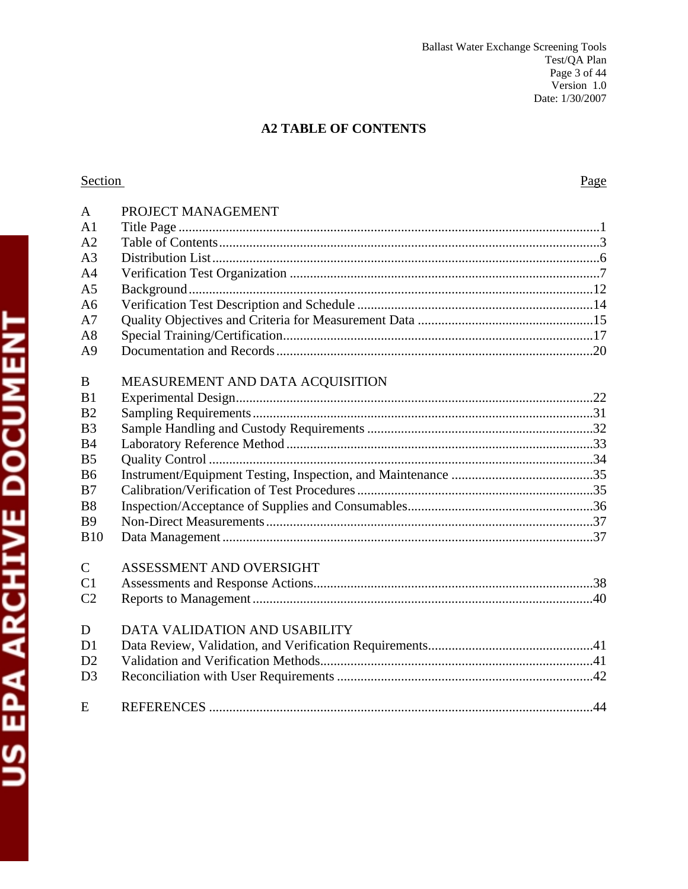## A2 TABLE OF CONTENTS

| Section | | Page |
|---|---|---|
| A | PROJECT MANAGEMENT | |
| A1 | Title Page | 1 |
| A2 | Table of Contents | 3 |
| A3 | Distribution List | 6 |
| A4 | Verification Test Organization | 7 |
| A5 | Background | 12 |
| A6 | Verification Test Description and Schedule | 14 |
| A7 | Quality Objectives and Criteria for Measurement Data | 15 |
| A8 | Special Training/Certification | 17 |
| A9 | Documentation and Records | 20 |
| B | MEASUREMENT AND DATA ACQUISITION | |
| B1 | Experimental Design | 22 |
| B2 | Sampling Requirements | 31 |
| B3 | Sample Handling and Custody Requirements | 32 |
| B4 | Laboratory Reference Method | 33 |
| B5 | Quality Control | 34 |
| B6 | Instrument/Equipment Testing, Inspection, and Maintenance | 35 |
| B7 | Calibration/Verification of Test Procedures | 35 |
| B8 | Inspection/Acceptance of Supplies and Consumables | 36 |
| B9 | Non-Direct Measurements | 37 |
| B10 | Data Management | 37 |
| C | ASSESSMENT AND OVERSIGHT | |
| C1 | Assessments and Response Actions | 38 |
| C2 | Reports to Management | 40 |
| D | DATA VALIDATION AND USABILITY | |
| D1 | Data Review, Validation, and Verification Requirements | 41 |
| D2 | Validation and Verification Methods | 41 |
| D3 | Reconciliation with User Requirements | 42 |
| E | REFERENCES | 44 |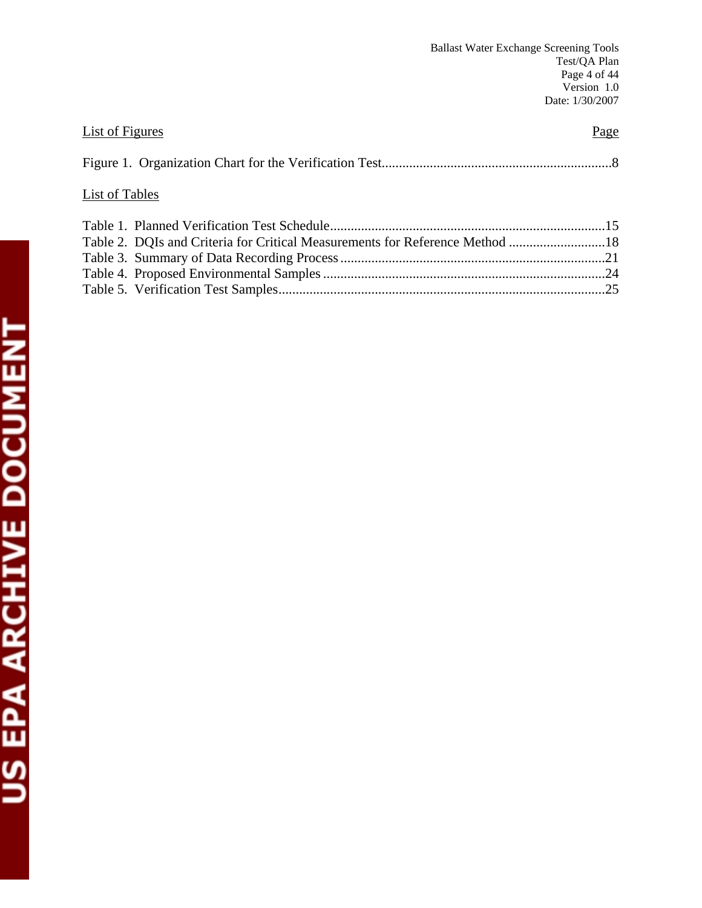List of Figures | Page

Figure 1. Organization Chart for the Verification Test....................................................................8

List of Tables

Table 1. Planned Verification Test Schedule................................................................................15
Table 2. DQIs and Criteria for Critical Measurements for Reference Method ............................18
Table 3. Summary of Data Recording Process.............................................................................21
Table 4. Proposed Environmental Samples ..................................................................................24
Table 5. Verification Test Samples...............................................................................................25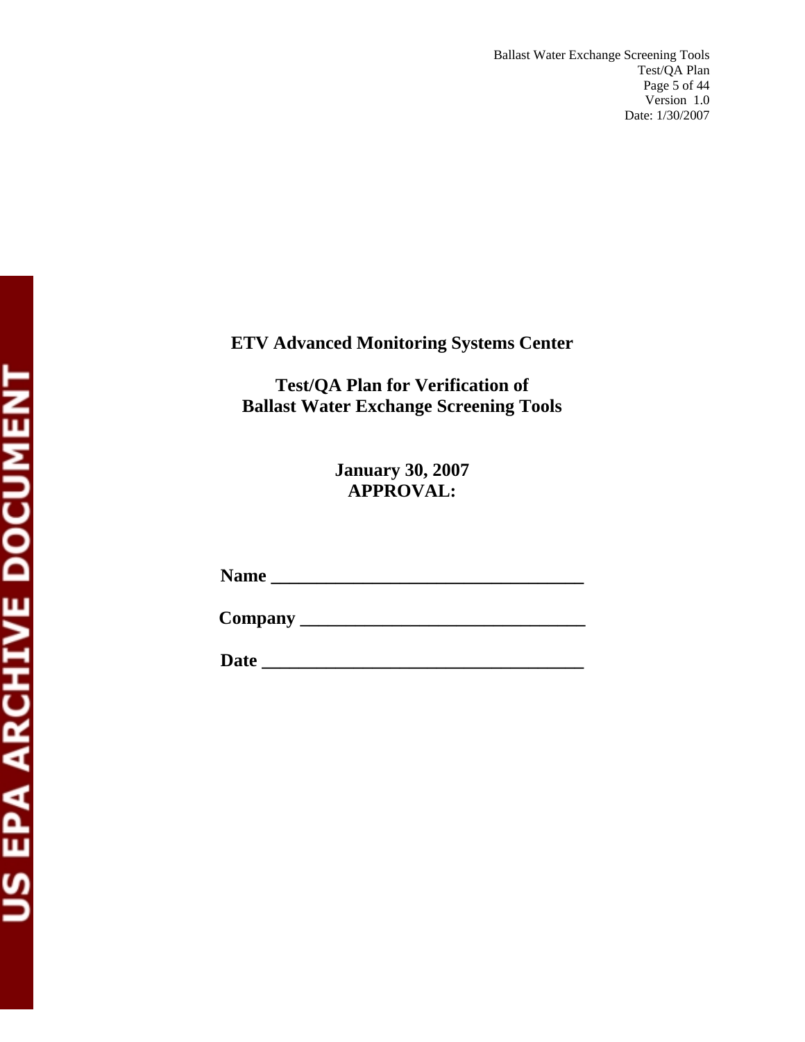**ETV Advanced Monitoring Systems Center**

**Test/QA Plan for Verification of**
**Ballast Water Exchange Screening Tools**

**January 30, 2007**
**APPROVAL:**

**Name** ___________________________________

**Company** _______________________________

**Date** ____________________________________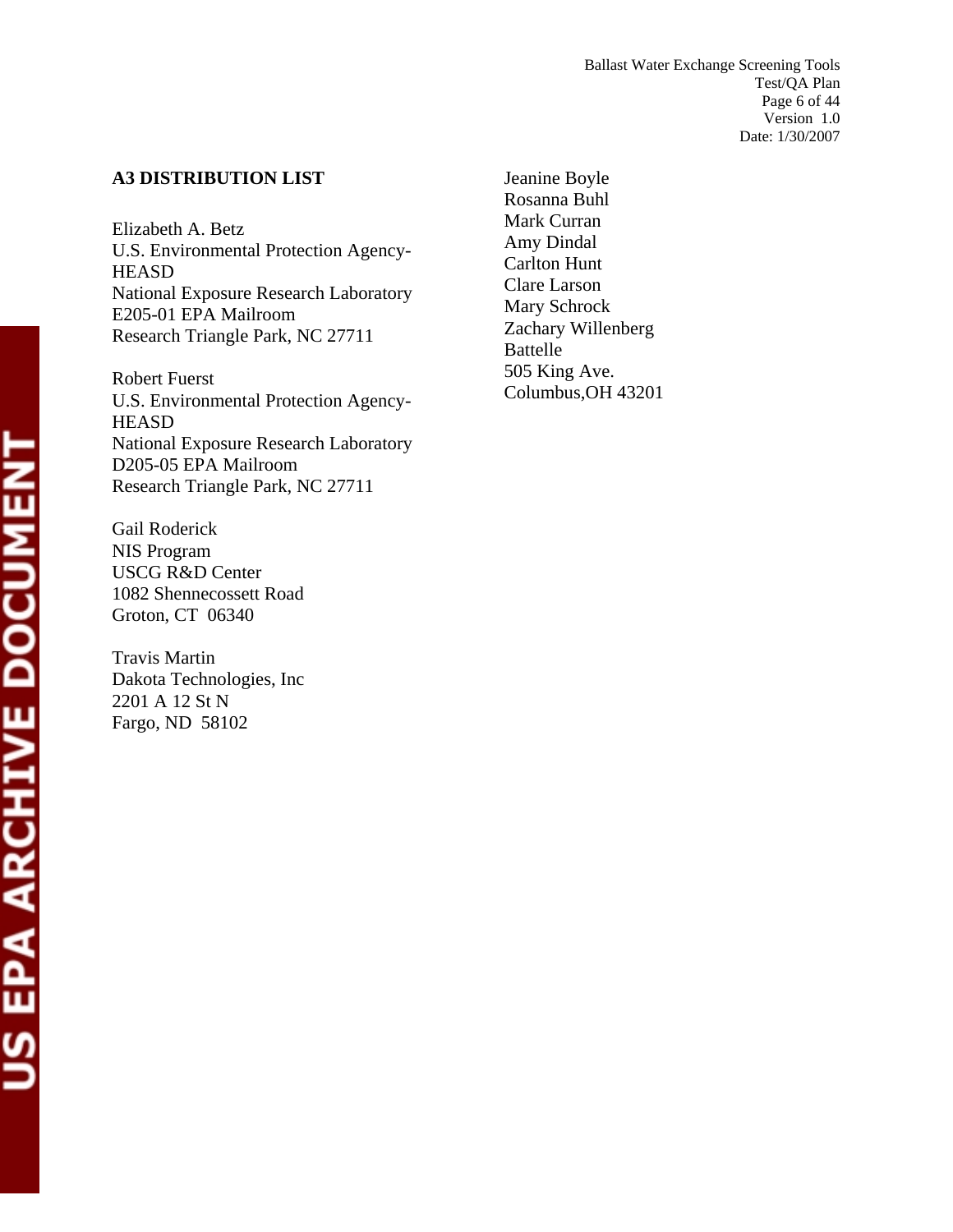## A3 DISTRIBUTION LIST

Elizabeth A. Betz
U.S. Environmental Protection Agency-HEASD
National Exposure Research Laboratory
E205-01 EPA Mailroom
Research Triangle Park, NC 27711

Robert Fuerst
U.S. Environmental Protection Agency-HEASD
National Exposure Research Laboratory
D205-05 EPA Mailroom
Research Triangle Park, NC 27711

Gail Roderick
NIS Program
USCG R&D Center
1082 Shennecossett Road
Groton, CT 06340

Travis Martin
Dakota Technologies, Inc
2201 A 12 St N
Fargo, ND 58102

Jeanine Boyle
Rosanna Buhl
Mark Curran
Amy Dindal
Carlton Hunt
Clare Larson
Mary Schrock
Zachary Willenberg
Battelle
505 King Ave.
Columbus,OH 43201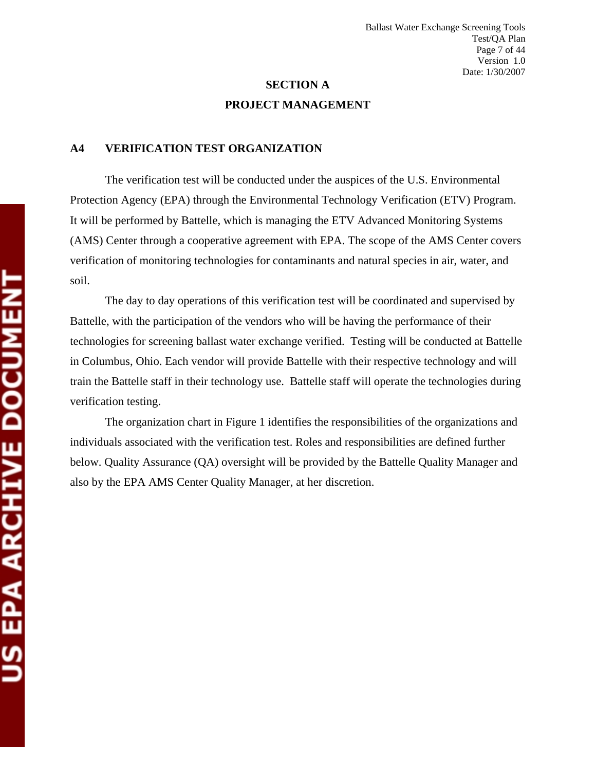# SECTION A

## PROJECT MANAGEMENT

### A4 VERIFICATION TEST ORGANIZATION

The verification test will be conducted under the auspices of the U.S. Environmental Protection Agency (EPA) through the Environmental Technology Verification (ETV) Program. It will be performed by Battelle, which is managing the ETV Advanced Monitoring Systems (AMS) Center through a cooperative agreement with EPA. The scope of the AMS Center covers verification of monitoring technologies for contaminants and natural species in air, water, and soil.

The day to day operations of this verification test will be coordinated and supervised by Battelle, with the participation of the vendors who will be having the performance of their technologies for screening ballast water exchange verified. Testing will be conducted at Battelle in Columbus, Ohio. Each vendor will provide Battelle with their respective technology and will train the Battelle staff in their technology use. Battelle staff will operate the technologies during verification testing.

The organization chart in Figure 1 identifies the responsibilities of the organizations and individuals associated with the verification test. Roles and responsibilities are defined further below. Quality Assurance (QA) oversight will be provided by the Battelle Quality Manager and also by the EPA AMS Center Quality Manager, at her discretion.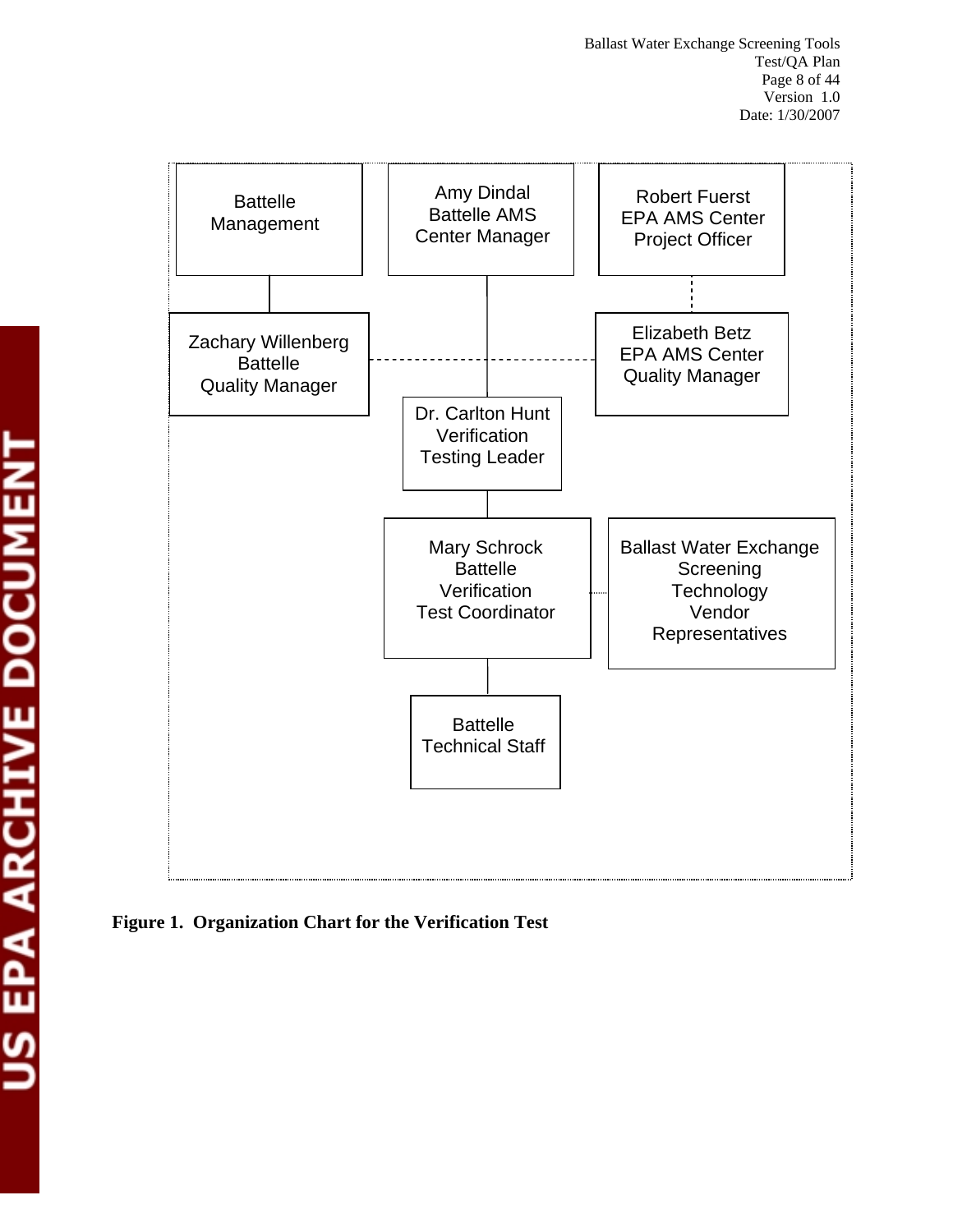Battelle Management

Amy Dindal
Battelle AMS
Center Manager

Robert Fuerst
EPA AMS Center
Project Officer

Zachary Willenberg
Battelle
Quality Manager

Elizabeth Betz
EPA AMS Center
Quality Manager

Dr. Carlton Hunt
Verification
Testing Leader

Mary Schrock
Battelle
Verification
Test Coordinator

Ballast Water Exchange
Screening
Technology
Vendor
Representatives

Battelle
Technical Staff

**Figure 1. Organization Chart for the Verification Test**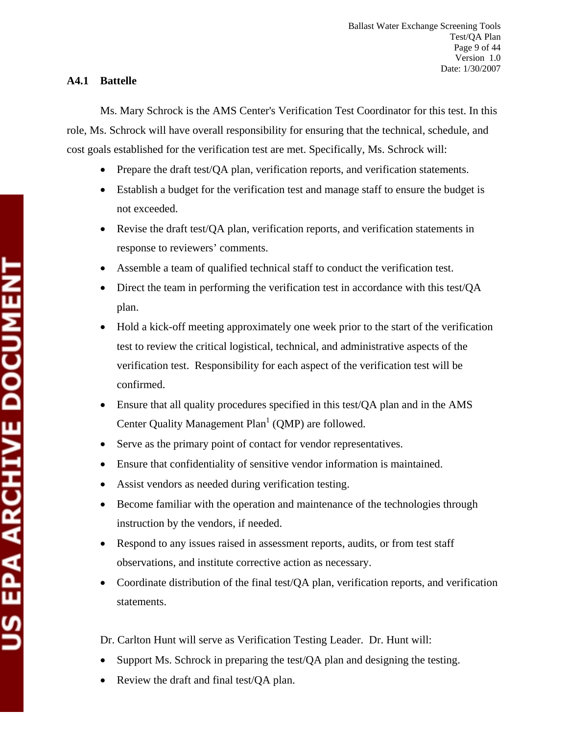### A4.1 Battelle

Ms. Mary Schrock is the AMS Center's Verification Test Coordinator for this test. In this role, Ms. Schrock will have overall responsibility for ensuring that the technical, schedule, and cost goals established for the verification test are met. Specifically, Ms. Schrock will:

- Prepare the draft test/QA plan, verification reports, and verification statements.
- Establish a budget for the verification test and manage staff to ensure the budget is not exceeded.
- Revise the draft test/QA plan, verification reports, and verification statements in response to reviewers' comments.
- Assemble a team of qualified technical staff to conduct the verification test.
- Direct the team in performing the verification test in accordance with this test/QA plan.
- Hold a kick-off meeting approximately one week prior to the start of the verification test to review the critical logistical, technical, and administrative aspects of the verification test. Responsibility for each aspect of the verification test will be confirmed.
- Ensure that all quality procedures specified in this test/QA plan and in the AMS Center Quality Management Plan[1] (QMP) are followed.
- Serve as the primary point of contact for vendor representatives.
- Ensure that confidentiality of sensitive vendor information is maintained.
- Assist vendors as needed during verification testing.
- Become familiar with the operation and maintenance of the technologies through instruction by the vendors, if needed.
- Respond to any issues raised in assessment reports, audits, or from test staff observations, and institute corrective action as necessary.
- Coordinate distribution of the final test/QA plan, verification reports, and verification statements.

Dr. Carlton Hunt will serve as Verification Testing Leader. Dr. Hunt will:

- Support Ms. Schrock in preparing the test/QA plan and designing the testing.
- Review the draft and final test/QA plan.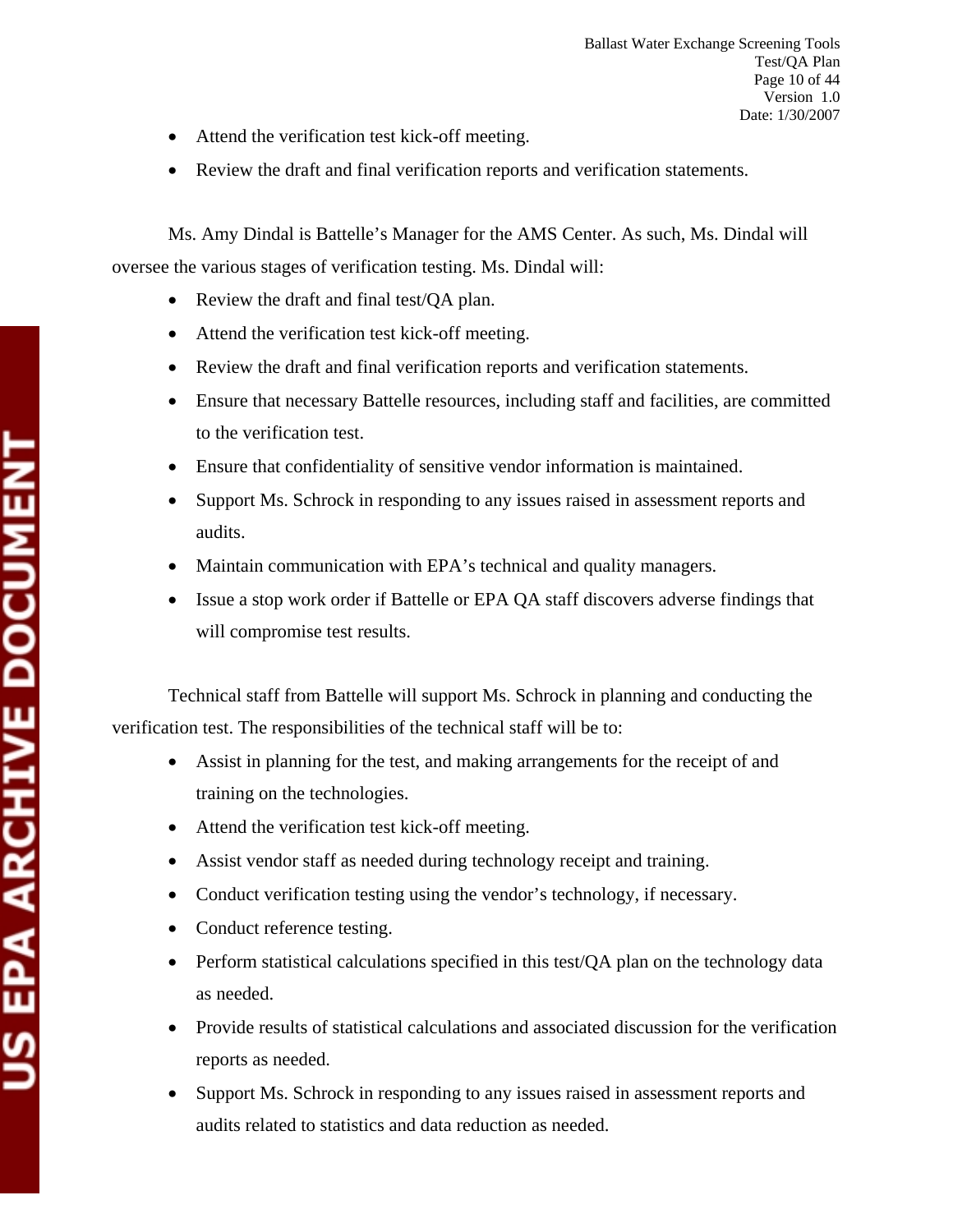- Attend the verification test kick-off meeting.
- Review the draft and final verification reports and verification statements.

Ms. Amy Dindal is Battelle's Manager for the AMS Center. As such, Ms. Dindal will oversee the various stages of verification testing. Ms. Dindal will:

- Review the draft and final test/QA plan.
- Attend the verification test kick-off meeting.
- Review the draft and final verification reports and verification statements.
- Ensure that necessary Battelle resources, including staff and facilities, are committed to the verification test.
- Ensure that confidentiality of sensitive vendor information is maintained.
- Support Ms. Schrock in responding to any issues raised in assessment reports and audits.
- Maintain communication with EPA's technical and quality managers.
- Issue a stop work order if Battelle or EPA QA staff discovers adverse findings that will compromise test results.

Technical staff from Battelle will support Ms. Schrock in planning and conducting the verification test. The responsibilities of the technical staff will be to:

- Assist in planning for the test, and making arrangements for the receipt of and training on the technologies.
- Attend the verification test kick-off meeting.
- Assist vendor staff as needed during technology receipt and training.
- Conduct verification testing using the vendor's technology, if necessary.
- Conduct reference testing.
- Perform statistical calculations specified in this test/QA plan on the technology data as needed.
- Provide results of statistical calculations and associated discussion for the verification reports as needed.
- Support Ms. Schrock in responding to any issues raised in assessment reports and audits related to statistics and data reduction as needed.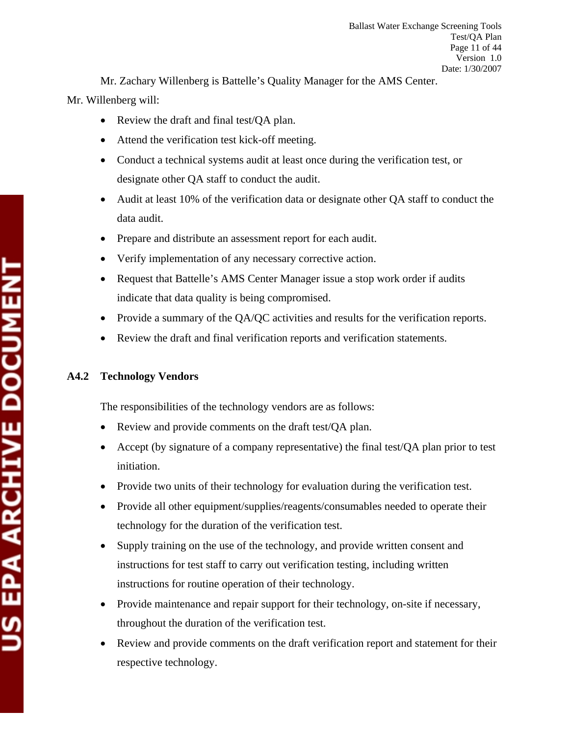Mr. Zachary Willenberg is Battelle's Quality Manager for the AMS Center. Mr. Willenberg will:

- Review the draft and final test/QA plan.
- Attend the verification test kick-off meeting.
- Conduct a technical systems audit at least once during the verification test, or designate other QA staff to conduct the audit.
- Audit at least 10% of the verification data or designate other QA staff to conduct the data audit.
- Prepare and distribute an assessment report for each audit.
- Verify implementation of any necessary corrective action.
- Request that Battelle's AMS Center Manager issue a stop work order if audits indicate that data quality is being compromised.
- Provide a summary of the QA/QC activities and results for the verification reports.
- Review the draft and final verification reports and verification statements.

### A4.2 Technology Vendors

The responsibilities of the technology vendors are as follows:

- Review and provide comments on the draft test/QA plan.
- Accept (by signature of a company representative) the final test/QA plan prior to test initiation.
- Provide two units of their technology for evaluation during the verification test.
- Provide all other equipment/supplies/reagents/consumables needed to operate their technology for the duration of the verification test.
- Supply training on the use of the technology, and provide written consent and instructions for test staff to carry out verification testing, including written instructions for routine operation of their technology.
- Provide maintenance and repair support for their technology, on-site if necessary, throughout the duration of the verification test.
- Review and provide comments on the draft verification report and statement for their respective technology.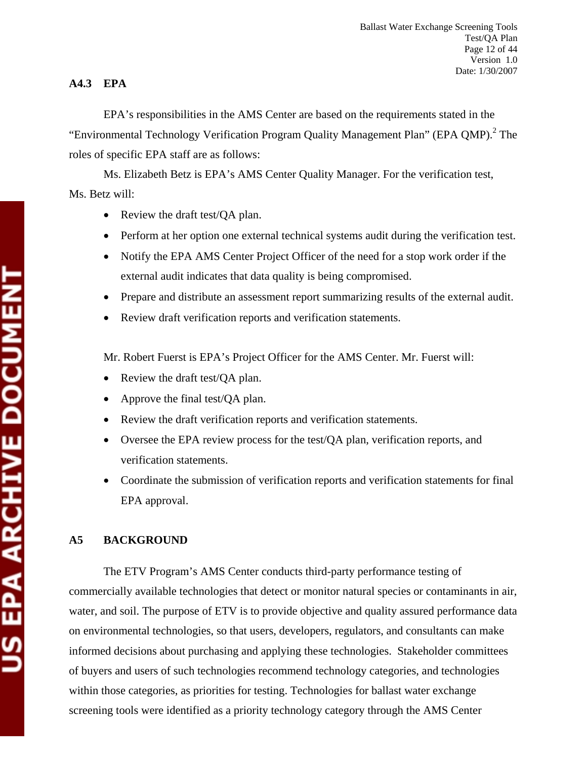### A4.3 EPA

EPA's responsibilities in the AMS Center are based on the requirements stated in the "Environmental Technology Verification Program Quality Management Plan" (EPA QMP).[2] The roles of specific EPA staff are as follows:

Ms. Elizabeth Betz is EPA's AMS Center Quality Manager. For the verification test, Ms. Betz will:

- Review the draft test/QA plan.
- Perform at her option one external technical systems audit during the verification test.
- Notify the EPA AMS Center Project Officer of the need for a stop work order if the external audit indicates that data quality is being compromised.
- Prepare and distribute an assessment report summarizing results of the external audit.
- Review draft verification reports and verification statements.

Mr. Robert Fuerst is EPA's Project Officer for the AMS Center. Mr. Fuerst will:

- Review the draft test/QA plan.
- Approve the final test/QA plan.
- Review the draft verification reports and verification statements.
- Oversee the EPA review process for the test/QA plan, verification reports, and verification statements.
- Coordinate the submission of verification reports and verification statements for final EPA approval.

## A5 BACKGROUND

The ETV Program's AMS Center conducts third-party performance testing of commercially available technologies that detect or monitor natural species or contaminants in air, water, and soil. The purpose of ETV is to provide objective and quality assured performance data on environmental technologies, so that users, developers, regulators, and consultants can make informed decisions about purchasing and applying these technologies. Stakeholder committees of buyers and users of such technologies recommend technology categories, and technologies within those categories, as priorities for testing. Technologies for ballast water exchange screening tools were identified as a priority technology category through the AMS Center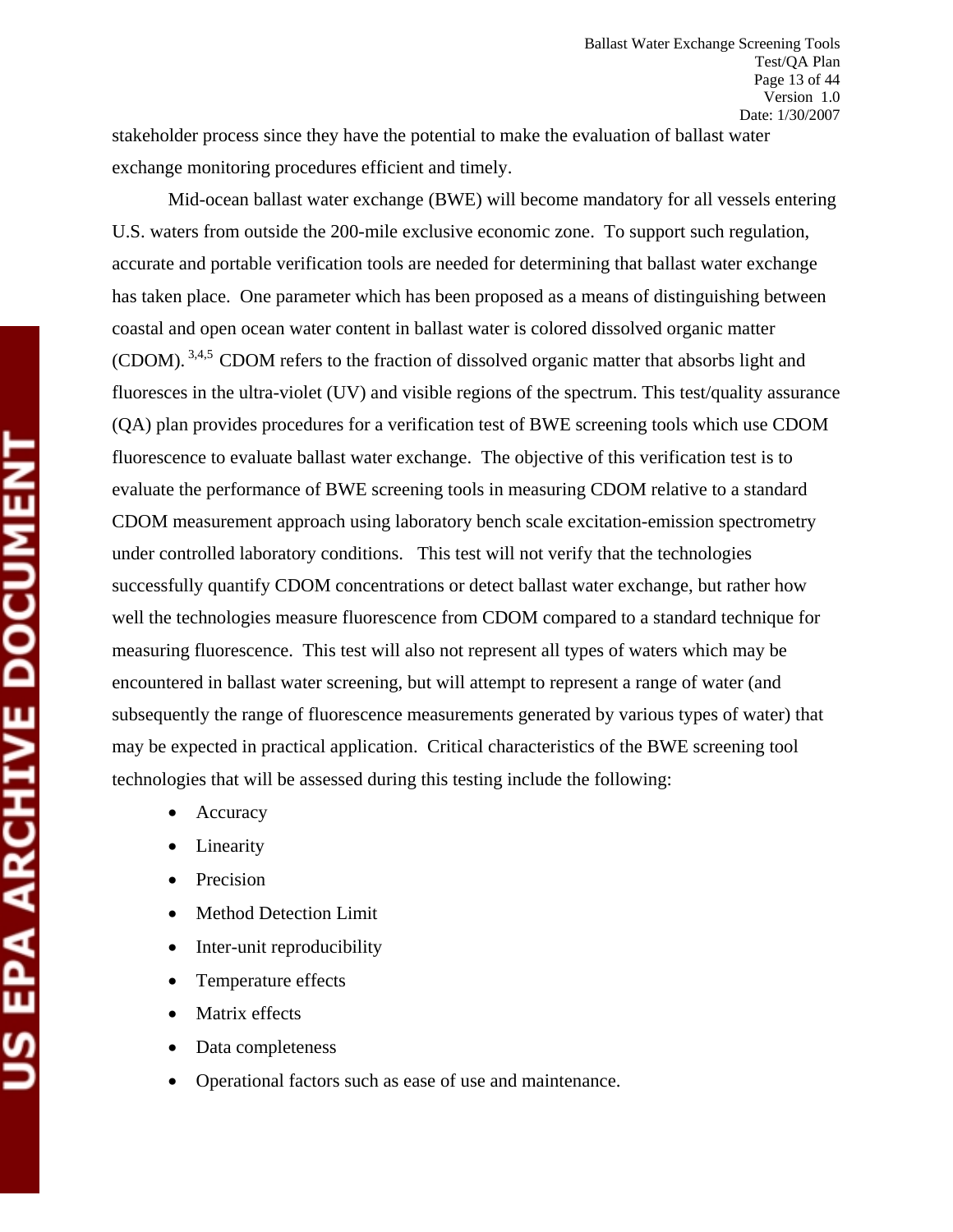stakeholder process since they have the potential to make the evaluation of ballast water exchange monitoring procedures efficient and timely.

Mid-ocean ballast water exchange (BWE) will become mandatory for all vessels entering U.S. waters from outside the 200-mile exclusive economic zone. To support such regulation, accurate and portable verification tools are needed for determining that ballast water exchange has taken place. One parameter which has been proposed as a means of distinguishing between coastal and open ocean water content in ballast water is colored dissolved organic matter (CDOM).[3,4,5] CDOM refers to the fraction of dissolved organic matter that absorbs light and fluoresces in the ultra-violet (UV) and visible regions of the spectrum. This test/quality assurance (QA) plan provides procedures for a verification test of BWE screening tools which use CDOM fluorescence to evaluate ballast water exchange. The objective of this verification test is to evaluate the performance of BWE screening tools in measuring CDOM relative to a standard CDOM measurement approach using laboratory bench scale excitation-emission spectrometry under controlled laboratory conditions. This test will not verify that the technologies successfully quantify CDOM concentrations or detect ballast water exchange, but rather how well the technologies measure fluorescence from CDOM compared to a standard technique for measuring fluorescence. This test will also not represent all types of waters which may be encountered in ballast water screening, but will attempt to represent a range of water (and subsequently the range of fluorescence measurements generated by various types of water) that may be expected in practical application. Critical characteristics of the BWE screening tool technologies that will be assessed during this testing include the following:

- Accuracy
- Linearity
- Precision
- Method Detection Limit
- Inter-unit reproducibility
- Temperature effects
- Matrix effects
- Data completeness
- Operational factors such as ease of use and maintenance.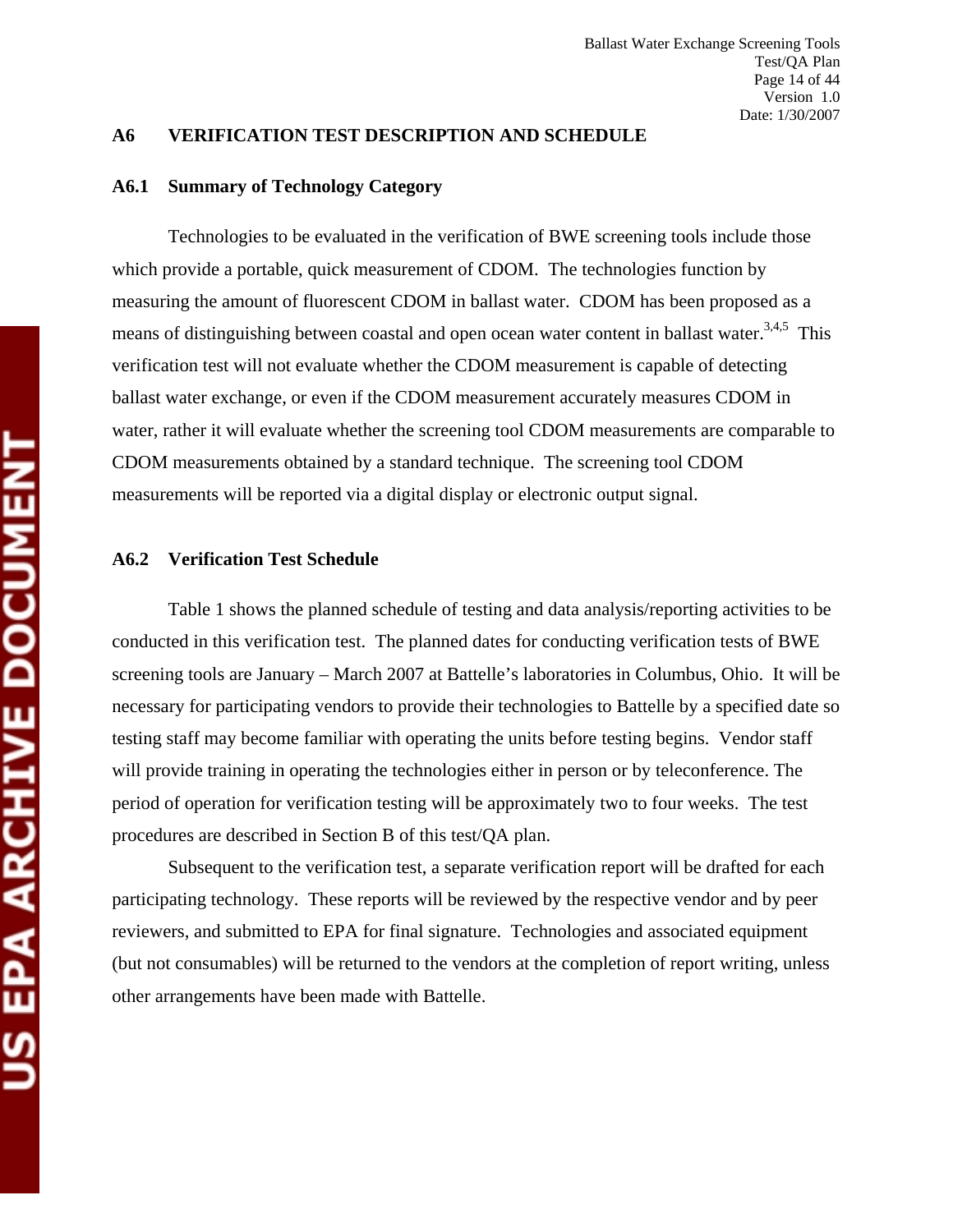## A6 VERIFICATION TEST DESCRIPTION AND SCHEDULE

### A6.1 Summary of Technology Category

Technologies to be evaluated in the verification of BWE screening tools include those which provide a portable, quick measurement of CDOM. The technologies function by measuring the amount of fluorescent CDOM in ballast water. CDOM has been proposed as a means of distinguishing between coastal and open ocean water content in ballast water.[3,4,5] This verification test will not evaluate whether the CDOM measurement is capable of detecting ballast water exchange, or even if the CDOM measurement accurately measures CDOM in water, rather it will evaluate whether the screening tool CDOM measurements are comparable to CDOM measurements obtained by a standard technique. The screening tool CDOM measurements will be reported via a digital display or electronic output signal.

### A6.2 Verification Test Schedule

Table 1 shows the planned schedule of testing and data analysis/reporting activities to be conducted in this verification test. The planned dates for conducting verification tests of BWE screening tools are January – March 2007 at Battelle's laboratories in Columbus, Ohio. It will be necessary for participating vendors to provide their technologies to Battelle by a specified date so testing staff may become familiar with operating the units before testing begins. Vendor staff will provide training in operating the technologies either in person or by teleconference. The period of operation for verification testing will be approximately two to four weeks. The test procedures are described in Section B of this test/QA plan.

Subsequent to the verification test, a separate verification report will be drafted for each participating technology. These reports will be reviewed by the respective vendor and by peer reviewers, and submitted to EPA for final signature. Technologies and associated equipment (but not consumables) will be returned to the vendors at the completion of report writing, unless other arrangements have been made with Battelle.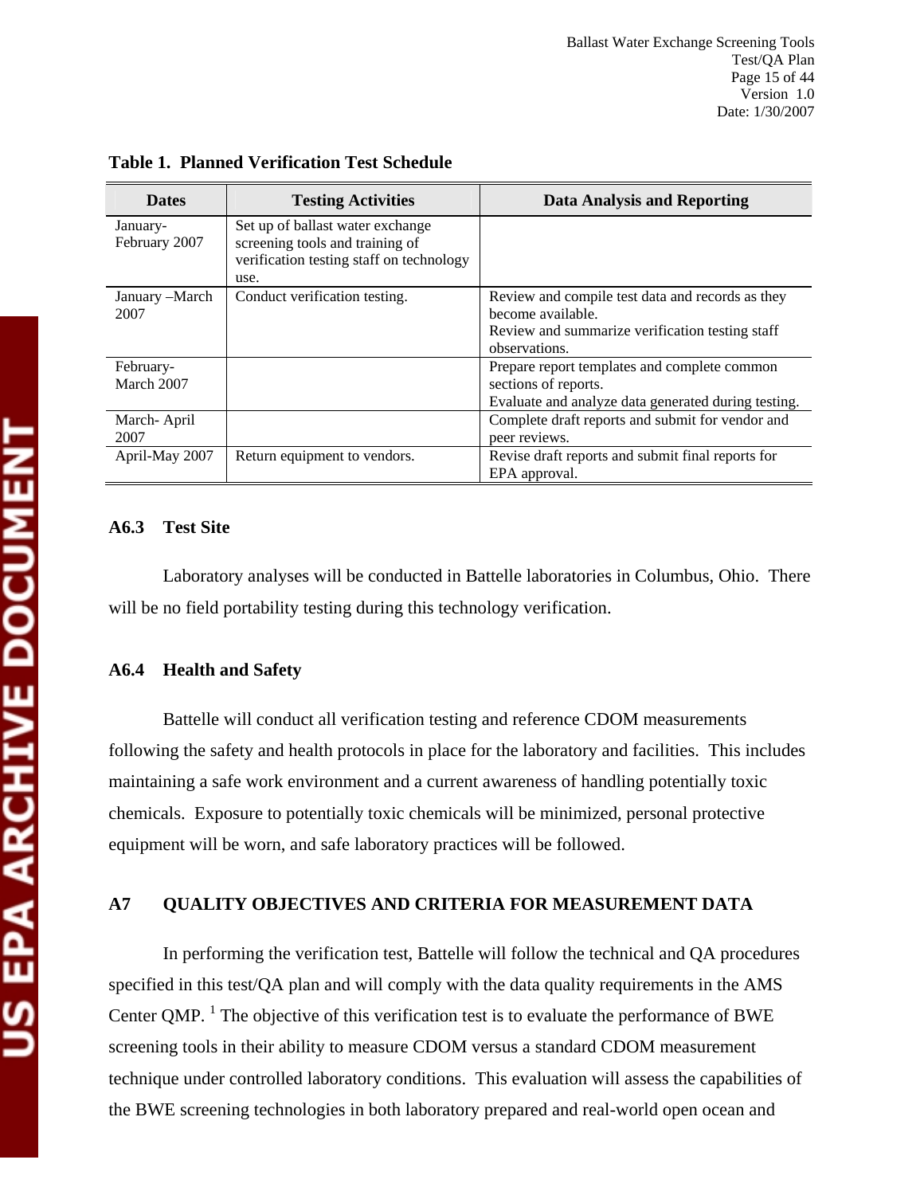**Table 1. Planned Verification Test Schedule**

| Dates | Testing Activities | Data Analysis and Reporting |
|---|---|---|
| January-February 2007 | Set up of ballast water exchange screening tools and training of verification testing staff on technology use. | |
| January –March 2007 | Conduct verification testing. | Review and compile test data and records as they become available.<br>Review and summarize verification testing staff observations. |
| February-March 2007 | | Prepare report templates and complete common sections of reports.<br>Evaluate and analyze data generated during testing. |
| March- April 2007 | | Complete draft reports and submit for vendor and peer reviews. |
| April-May 2007 | Return equipment to vendors. | Revise draft reports and submit final reports for EPA approval. |

### A6.3 Test Site

Laboratory analyses will be conducted in Battelle laboratories in Columbus, Ohio. There will be no field portability testing during this technology verification.

### A6.4 Health and Safety

Battelle will conduct all verification testing and reference CDOM measurements following the safety and health protocols in place for the laboratory and facilities. This includes maintaining a safe work environment and a current awareness of handling potentially toxic chemicals. Exposure to potentially toxic chemicals will be minimized, personal protective equipment will be worn, and safe laboratory practices will be followed.

## A7 QUALITY OBJECTIVES AND CRITERIA FOR MEASUREMENT DATA

In performing the verification test, Battelle will follow the technical and QA procedures specified in this test/QA plan and will comply with the data quality requirements in the AMS Center QMP. [1] The objective of this verification test is to evaluate the performance of BWE screening tools in their ability to measure CDOM versus a standard CDOM measurement technique under controlled laboratory conditions. This evaluation will assess the capabilities of the BWE screening technologies in both laboratory prepared and real-world open ocean and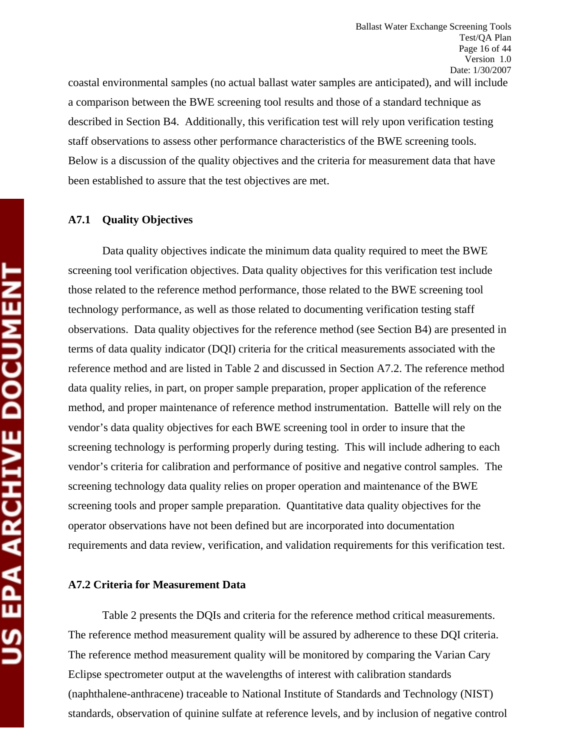coastal environmental samples (no actual ballast water samples are anticipated), and will include a comparison between the BWE screening tool results and those of a standard technique as described in Section B4. Additionally, this verification test will rely upon verification testing staff observations to assess other performance characteristics of the BWE screening tools. Below is a discussion of the quality objectives and the criteria for measurement data that have been established to assure that the test objectives are met.

### A7.1 Quality Objectives

Data quality objectives indicate the minimum data quality required to meet the BWE screening tool verification objectives. Data quality objectives for this verification test include those related to the reference method performance, those related to the BWE screening tool technology performance, as well as those related to documenting verification testing staff observations. Data quality objectives for the reference method (see Section B4) are presented in terms of data quality indicator (DQI) criteria for the critical measurements associated with the reference method and are listed in Table 2 and discussed in Section A7.2. The reference method data quality relies, in part, on proper sample preparation, proper application of the reference method, and proper maintenance of reference method instrumentation. Battelle will rely on the vendor's data quality objectives for each BWE screening tool in order to insure that the screening technology is performing properly during testing. This will include adhering to each vendor's criteria for calibration and performance of positive and negative control samples. The screening technology data quality relies on proper operation and maintenance of the BWE screening tools and proper sample preparation. Quantitative data quality objectives for the operator observations have not been defined but are incorporated into documentation requirements and data review, verification, and validation requirements for this verification test.

### A7.2 Criteria for Measurement Data

Table 2 presents the DQIs and criteria for the reference method critical measurements. The reference method measurement quality will be assured by adherence to these DQI criteria. The reference method measurement quality will be monitored by comparing the Varian Cary Eclipse spectrometer output at the wavelengths of interest with calibration standards (naphthalene-anthracene) traceable to National Institute of Standards and Technology (NIST) standards, observation of quinine sulfate at reference levels, and by inclusion of negative control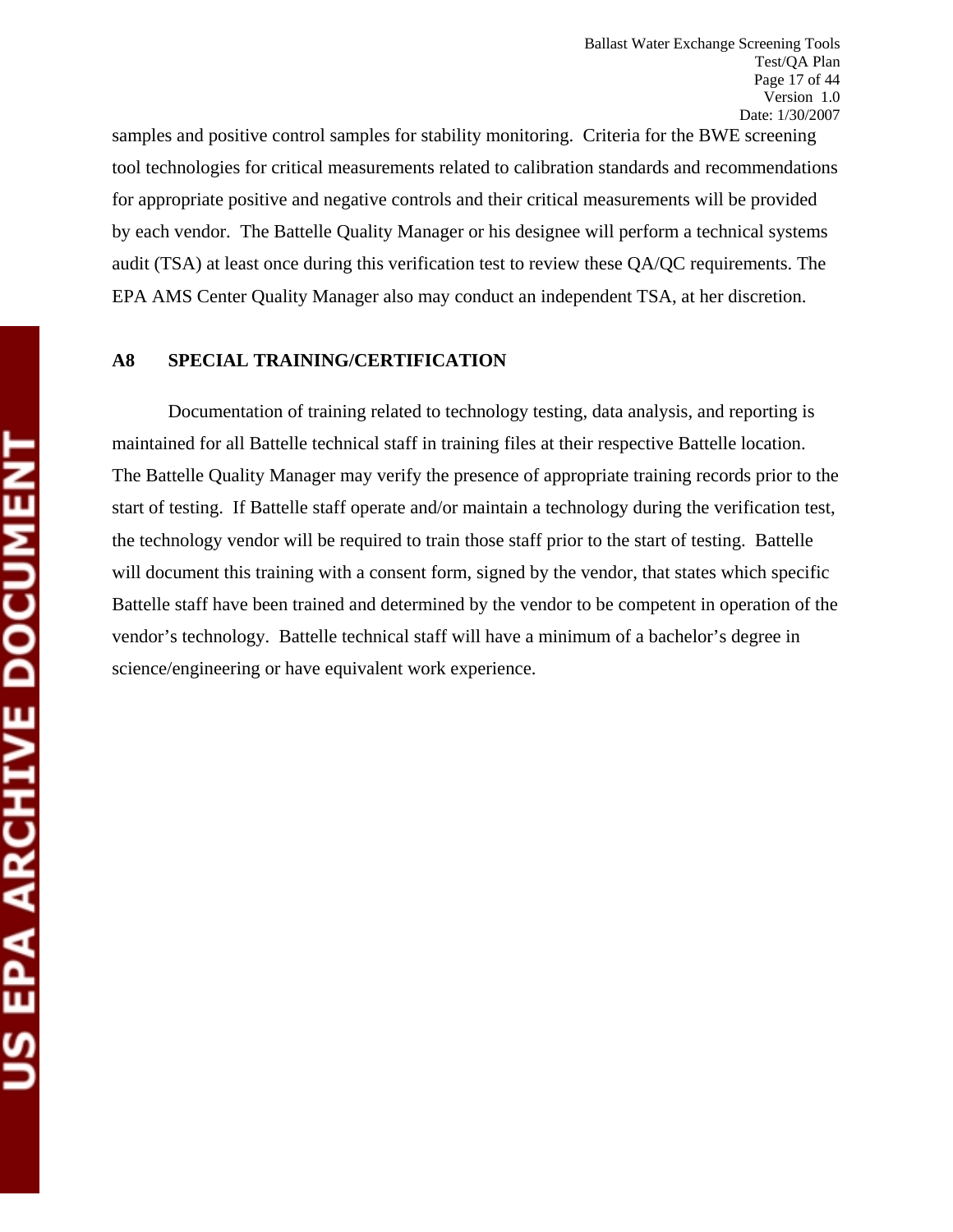samples and positive control samples for stability monitoring. Criteria for the BWE screening tool technologies for critical measurements related to calibration standards and recommendations for appropriate positive and negative controls and their critical measurements will be provided by each vendor. The Battelle Quality Manager or his designee will perform a technical systems audit (TSA) at least once during this verification test to review these QA/QC requirements. The EPA AMS Center Quality Manager also may conduct an independent TSA, at her discretion.

## A8 SPECIAL TRAINING/CERTIFICATION

Documentation of training related to technology testing, data analysis, and reporting is maintained for all Battelle technical staff in training files at their respective Battelle location. The Battelle Quality Manager may verify the presence of appropriate training records prior to the start of testing. If Battelle staff operate and/or maintain a technology during the verification test, the technology vendor will be required to train those staff prior to the start of testing. Battelle will document this training with a consent form, signed by the vendor, that states which specific Battelle staff have been trained and determined by the vendor to be competent in operation of the vendor's technology. Battelle technical staff will have a minimum of a bachelor's degree in science/engineering or have equivalent work experience.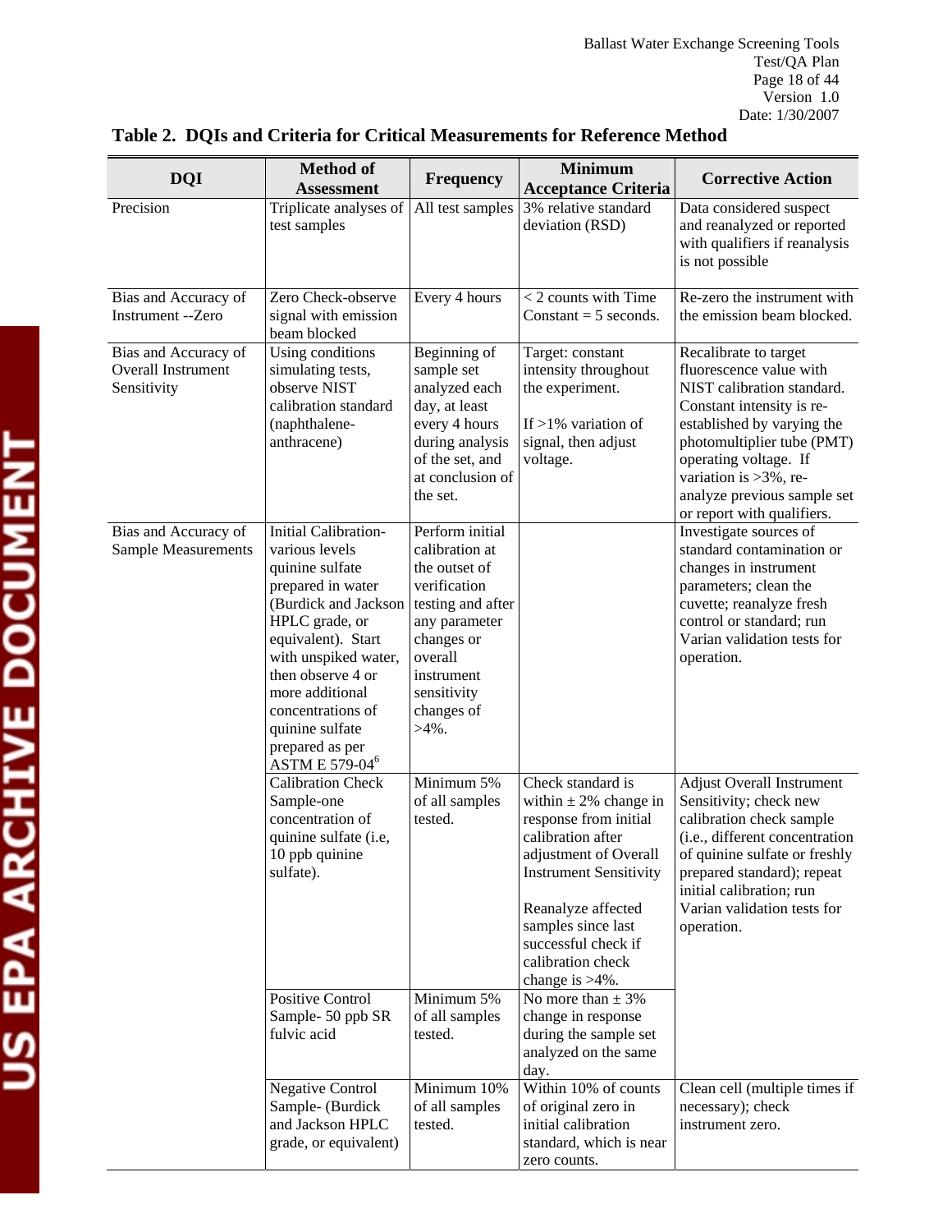## Table 2. DQIs and Criteria for Critical Measurements for Reference Method

| DQI | Method of Assessment | Frequency | Minimum Acceptance Criteria | Corrective Action |
|---|---|---|---|---|
| Precision | Triplicate analyses of test samples | All test samples | 3% relative standard deviation (RSD) | Data considered suspect and reanalyzed or reported with qualifiers if reanalysis is not possible |
| Bias and Accuracy of Instrument --Zero | Zero Check-observe signal with emission beam blocked | Every 4 hours | < 2 counts with Time Constant = 5 seconds. | Re-zero the instrument with the emission beam blocked. |
| Bias and Accuracy of Overall Instrument Sensitivity | Using conditions simulating tests, observe NIST calibration standard (naphthalene-anthracene) | Beginning of sample set analyzed each day, at least every 4 hours during analysis of the set, and at conclusion of the set. | Target: constant intensity throughout the experiment. If >1% variation of signal, then adjust voltage. | Recalibrate to target fluorescence value with NIST calibration standard. Constant intensity is re-established by varying the photomultiplier tube (PMT) operating voltage. If variation is >3%, re-analyze previous sample set or report with qualifiers. |
| Bias and Accuracy of Sample Measurements | Initial Calibration-various levels quinine sulfate prepared in water (Burdick and Jackson HPLC grade, or equivalent). Start with unspiked water, then observe 4 or more additional concentrations of quinine sulfate prepared as per ASTM E 579-04[6] | Perform initial calibration at the outset of verification testing and after any parameter changes or overall instrument sensitivity changes of >4%. | | Investigate sources of standard contamination or changes in instrument parameters; clean the cuvette; reanalyze fresh control or standard; run Varian validation tests for operation. |
| | Calibration Check Sample-one concentration of quinine sulfate (i.e, 10 ppb quinine sulfate). | Minimum 5% of all samples tested. | Check standard is within ± 2% change in response from initial calibration after adjustment of Overall Instrument Sensitivity. Reanalyze affected samples since last successful check if calibration check change is >4%. | Adjust Overall Instrument Sensitivity; check new calibration check sample (i.e., different concentration of quinine sulfate or freshly prepared standard); repeat initial calibration; run Varian validation tests for operation. |
| | Positive Control Sample- 50 ppb SR fulvic acid | Minimum 5% of all samples tested. | No more than ± 3% change in response during the sample set analyzed on the same day. | |
| | Negative Control Sample- (Burdick and Jackson HPLC grade, or equivalent) | Minimum 10% of all samples tested. | Within 10% of counts of original zero in initial calibration standard, which is near zero counts. | Clean cell (multiple times if necessary); check instrument zero. |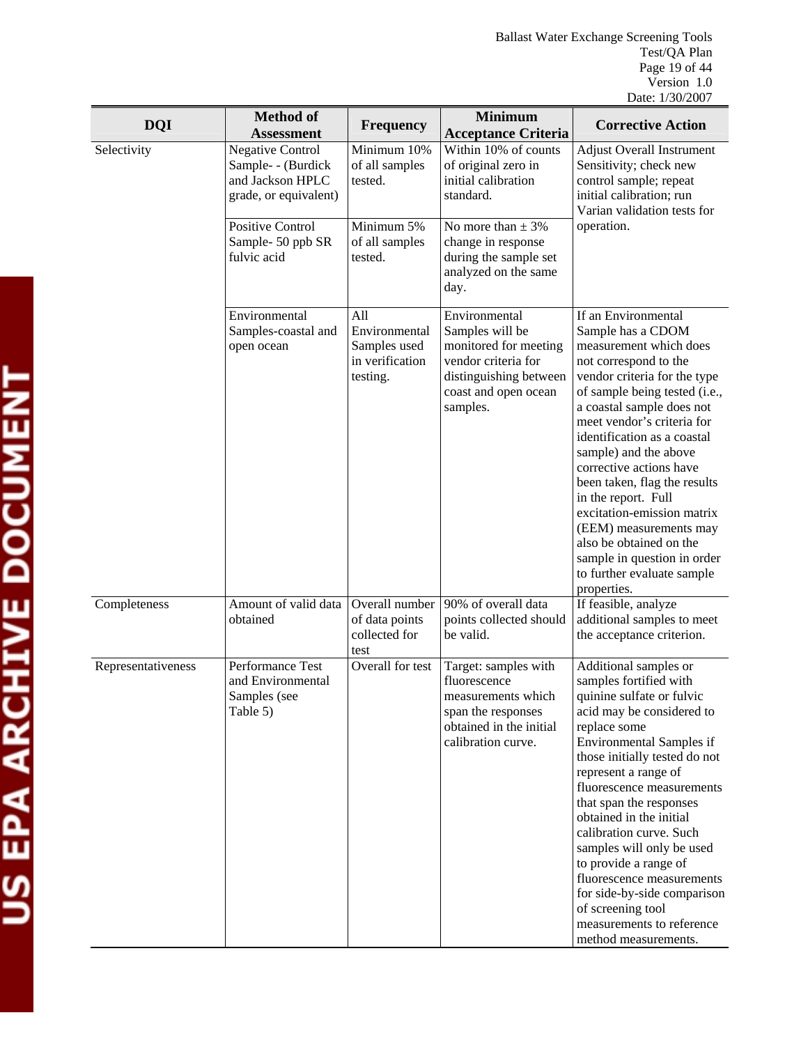| DQI | Method of Assessment | Frequency | Minimum Acceptance Criteria | Corrective Action |
|---|---|---|---|---|
| Selectivity | Negative Control Sample- - (Burdick and Jackson HPLC grade, or equivalent) | Minimum 10% of all samples tested. | Within 10% of counts of original zero in initial calibration standard. | Adjust Overall Instrument Sensitivity; check new control sample; repeat initial calibration; run Varian validation tests for operation. |
| | Positive Control Sample- 50 ppb SR fulvic acid | Minimum 5% of all samples tested. | No more than ± 3% change in response during the sample set analyzed on the same day. | |
| | Environmental Samples-coastal and open ocean | All Environmental Samples used in verification testing. | Environmental Samples will be monitored for meeting vendor criteria for distinguishing between coast and open ocean samples. | If an Environmental Sample has a CDOM measurement which does not correspond to the vendor criteria for the type of sample being tested (i.e., a coastal sample does not meet vendor's criteria for identification as a coastal sample) and the above corrective actions have been taken, flag the results in the report. Full excitation-emission matrix (EEM) measurements may also be obtained on the sample in question in order to further evaluate sample properties. |
| Completeness | Amount of valid data obtained | Overall number of data points collected for test | 90% of overall data points collected should be valid. | If feasible, analyze additional samples to meet the acceptance criterion. |
| Representativeness | Performance Test and Environmental Samples (see Table 5) | Overall for test | Target: samples with fluorescence measurements which span the responses obtained in the initial calibration curve. | Additional samples or samples fortified with quinine sulfate or fulvic acid may be considered to replace some Environmental Samples if those initially tested do not represent a range of fluorescence measurements that span the responses obtained in the initial calibration curve. Such samples will only be used to provide a range of fluorescence measurements for side-by-side comparison of screening tool measurements to reference method measurements. |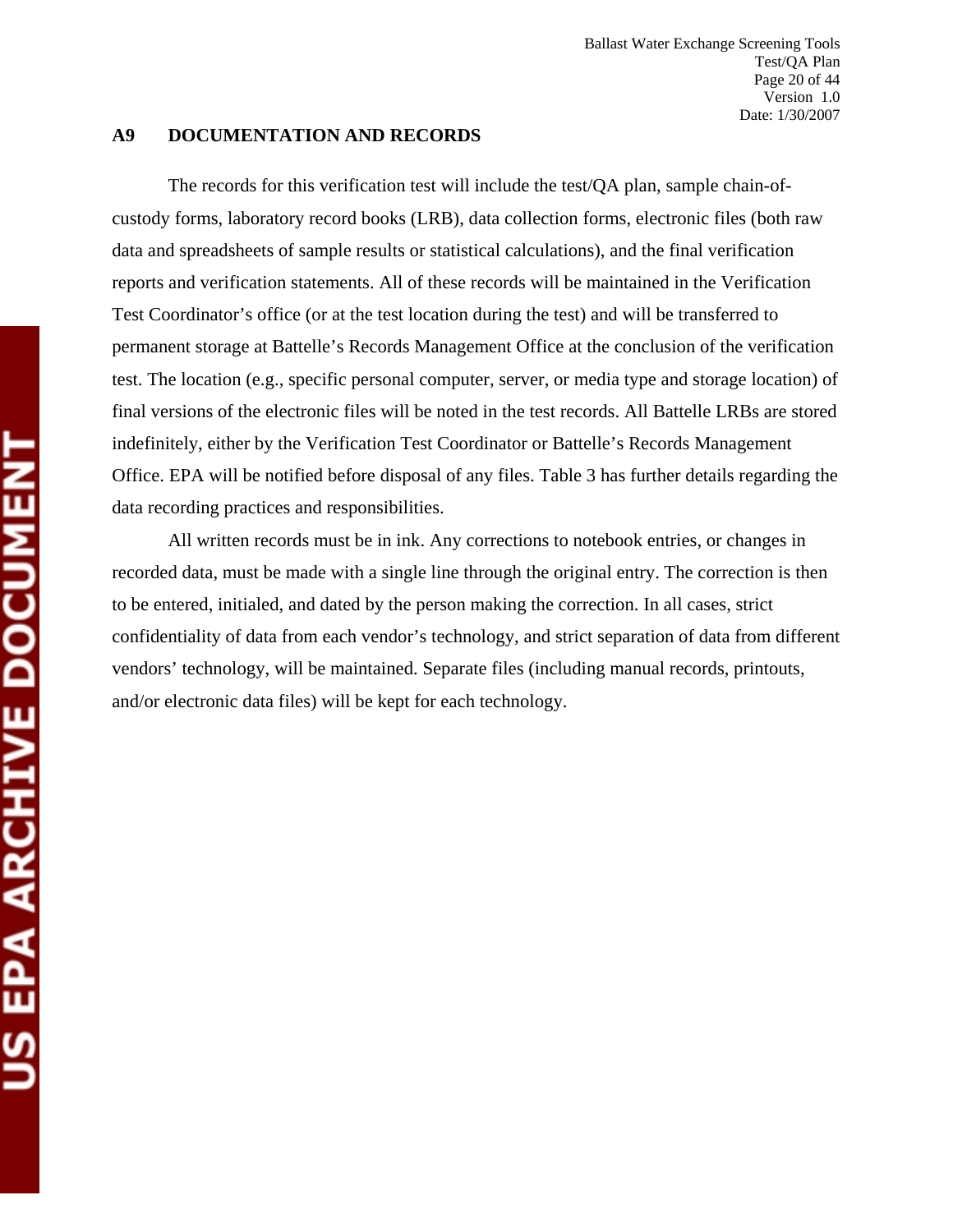## A9 DOCUMENTATION AND RECORDS

The records for this verification test will include the test/QA plan, sample chain-of-custody forms, laboratory record books (LRB), data collection forms, electronic files (both raw data and spreadsheets of sample results or statistical calculations), and the final verification reports and verification statements. All of these records will be maintained in the Verification Test Coordinator's office (or at the test location during the test) and will be transferred to permanent storage at Battelle's Records Management Office at the conclusion of the verification test. The location (e.g., specific personal computer, server, or media type and storage location) of final versions of the electronic files will be noted in the test records. All Battelle LRBs are stored indefinitely, either by the Verification Test Coordinator or Battelle's Records Management Office. EPA will be notified before disposal of any files. Table 3 has further details regarding the data recording practices and responsibilities.

All written records must be in ink. Any corrections to notebook entries, or changes in recorded data, must be made with a single line through the original entry. The correction is then to be entered, initialed, and dated by the person making the correction. In all cases, strict confidentiality of data from each vendor's technology, and strict separation of data from different vendors' technology, will be maintained. Separate files (including manual records, printouts, and/or electronic data files) will be kept for each technology.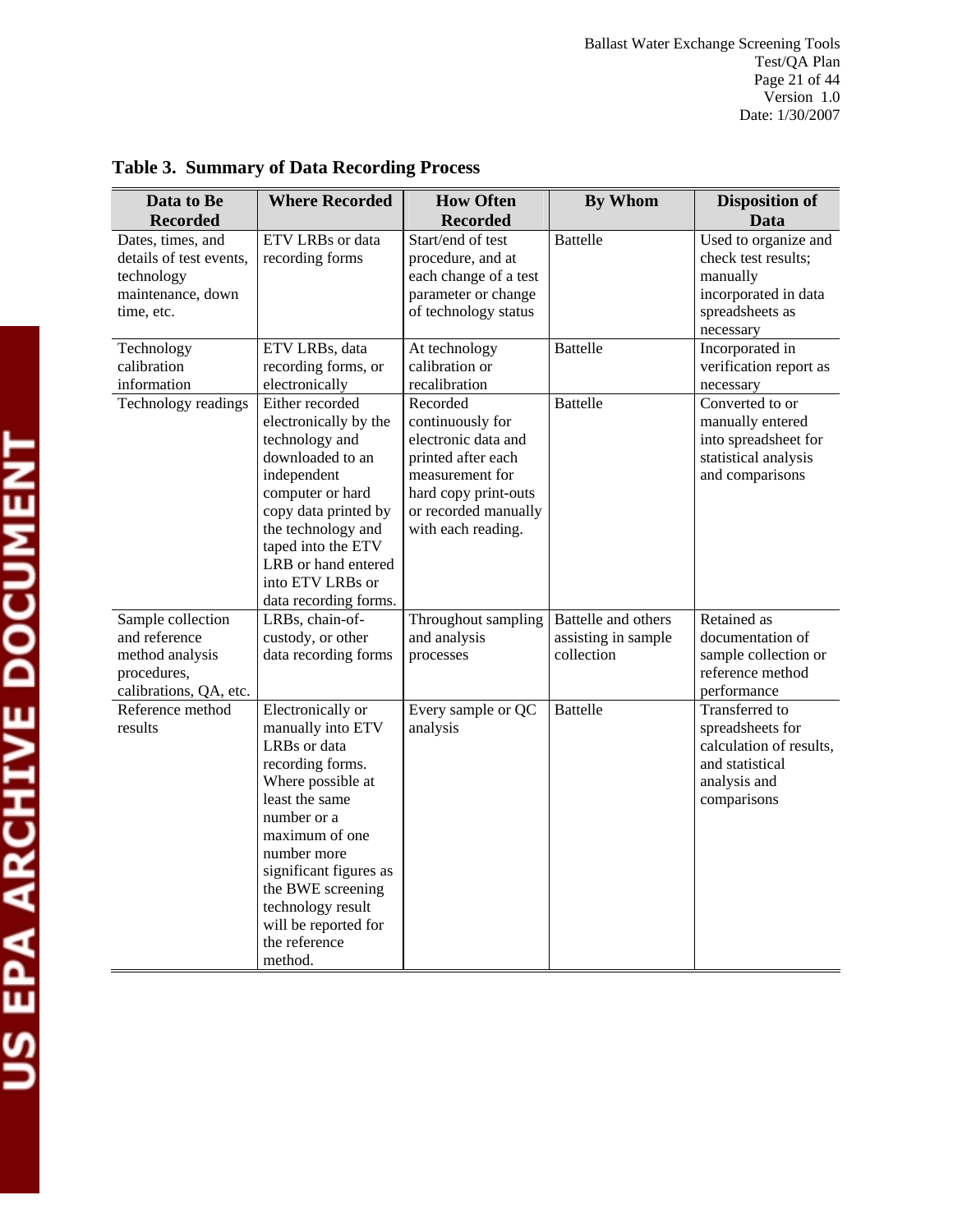**Table 3. Summary of Data Recording Process**

| Data to Be Recorded | Where Recorded | How Often Recorded | By Whom | Disposition of Data |
|---|---|---|---|---|
| Dates, times, and details of test events, technology maintenance, down time, etc. | ETV LRBs or data recording forms | Start/end of test procedure, and at each change of a test parameter or change of technology status | Battelle | Used to organize and check test results; manually incorporated in data spreadsheets as necessary |
| Technology calibration information | ETV LRBs, data recording forms, or electronically | At technology calibration or recalibration | Battelle | Incorporated in verification report as necessary |
| Technology readings | Either recorded electronically by the technology and downloaded to an independent computer or hard copy data printed by the technology and taped into the ETV LRB or hand entered into ETV LRBs or data recording forms. | Recorded continuously for electronic data and printed after each measurement for hard copy print-outs or recorded manually with each reading. | Battelle | Converted to or manually entered into spreadsheet for statistical analysis and comparisons |
| Sample collection and reference method analysis procedures, calibrations, QA, etc. | LRBs, chain-of-custody, or other data recording forms | Throughout sampling and analysis processes | Battelle and others assisting in sample collection | Retained as documentation of sample collection or reference method performance |
| Reference method results | Electronically or manually into ETV LRBs or data recording forms. Where possible at least the same number or a maximum of one number more significant figures as the BWE screening technology result will be reported for the reference method. | Every sample or QC analysis | Battelle | Transferred to spreadsheets for calculation of results, and statistical analysis and comparisons |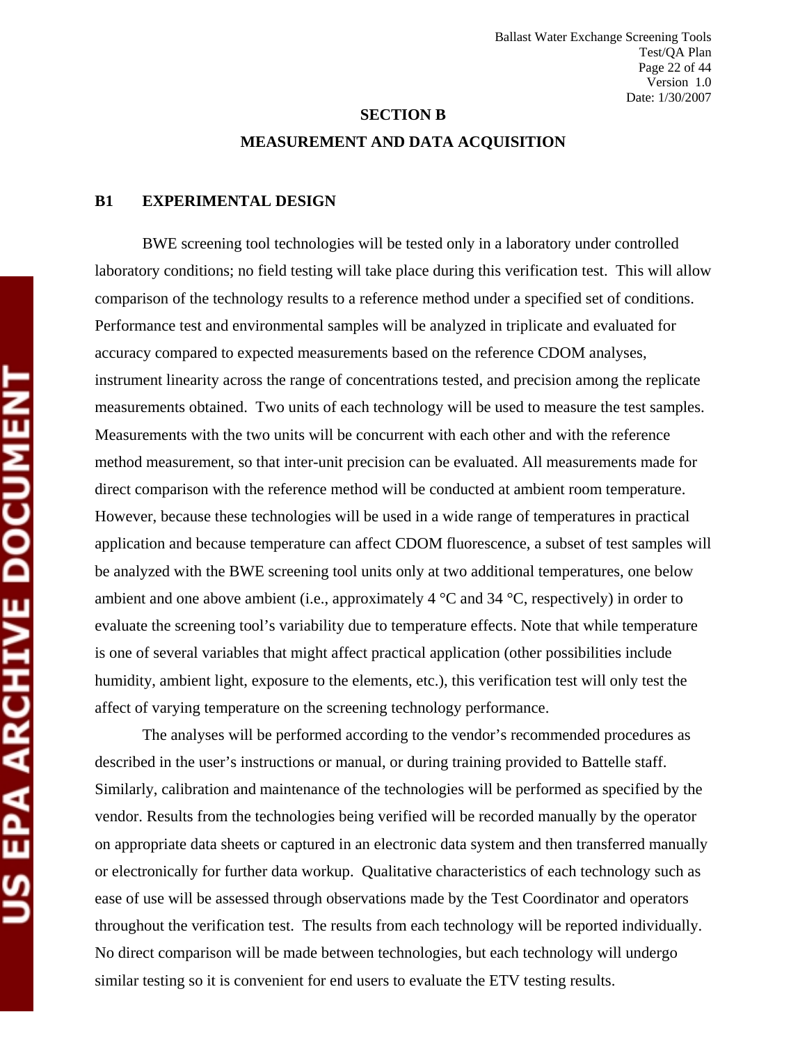## SECTION B

## MEASUREMENT AND DATA ACQUISITION

### B1 EXPERIMENTAL DESIGN

BWE screening tool technologies will be tested only in a laboratory under controlled laboratory conditions; no field testing will take place during this verification test. This will allow comparison of the technology results to a reference method under a specified set of conditions. Performance test and environmental samples will be analyzed in triplicate and evaluated for accuracy compared to expected measurements based on the reference CDOM analyses, instrument linearity across the range of concentrations tested, and precision among the replicate measurements obtained. Two units of each technology will be used to measure the test samples. Measurements with the two units will be concurrent with each other and with the reference method measurement, so that inter-unit precision can be evaluated. All measurements made for direct comparison with the reference method will be conducted at ambient room temperature. However, because these technologies will be used in a wide range of temperatures in practical application and because temperature can affect CDOM fluorescence, a subset of test samples will be analyzed with the BWE screening tool units only at two additional temperatures, one below ambient and one above ambient (i.e., approximately 4 °C and 34 °C, respectively) in order to evaluate the screening tool's variability due to temperature effects. Note that while temperature is one of several variables that might affect practical application (other possibilities include humidity, ambient light, exposure to the elements, etc.), this verification test will only test the affect of varying temperature on the screening technology performance.

The analyses will be performed according to the vendor's recommended procedures as described in the user's instructions or manual, or during training provided to Battelle staff. Similarly, calibration and maintenance of the technologies will be performed as specified by the vendor. Results from the technologies being verified will be recorded manually by the operator on appropriate data sheets or captured in an electronic data system and then transferred manually or electronically for further data workup. Qualitative characteristics of each technology such as ease of use will be assessed through observations made by the Test Coordinator and operators throughout the verification test. The results from each technology will be reported individually. No direct comparison will be made between technologies, but each technology will undergo similar testing so it is convenient for end users to evaluate the ETV testing results.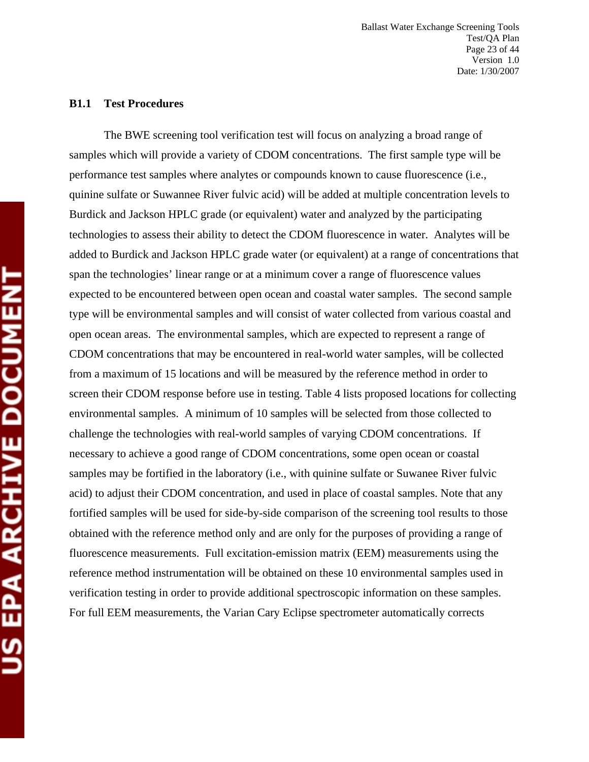### B1.1 Test Procedures

The BWE screening tool verification test will focus on analyzing a broad range of samples which will provide a variety of CDOM concentrations. The first sample type will be performance test samples where analytes or compounds known to cause fluorescence (i.e., quinine sulfate or Suwannee River fulvic acid) will be added at multiple concentration levels to Burdick and Jackson HPLC grade (or equivalent) water and analyzed by the participating technologies to assess their ability to detect the CDOM fluorescence in water. Analytes will be added to Burdick and Jackson HPLC grade water (or equivalent) at a range of concentrations that span the technologies' linear range or at a minimum cover a range of fluorescence values expected to be encountered between open ocean and coastal water samples. The second sample type will be environmental samples and will consist of water collected from various coastal and open ocean areas. The environmental samples, which are expected to represent a range of CDOM concentrations that may be encountered in real-world water samples, will be collected from a maximum of 15 locations and will be measured by the reference method in order to screen their CDOM response before use in testing. Table 4 lists proposed locations for collecting environmental samples. A minimum of 10 samples will be selected from those collected to challenge the technologies with real-world samples of varying CDOM concentrations. If necessary to achieve a good range of CDOM concentrations, some open ocean or coastal samples may be fortified in the laboratory (i.e., with quinine sulfate or Suwanee River fulvic acid) to adjust their CDOM concentration, and used in place of coastal samples. Note that any fortified samples will be used for side-by-side comparison of the screening tool results to those obtained with the reference method only and are only for the purposes of providing a range of fluorescence measurements. Full excitation-emission matrix (EEM) measurements using the reference method instrumentation will be obtained on these 10 environmental samples used in verification testing in order to provide additional spectroscopic information on these samples. For full EEM measurements, the Varian Cary Eclipse spectrometer automatically corrects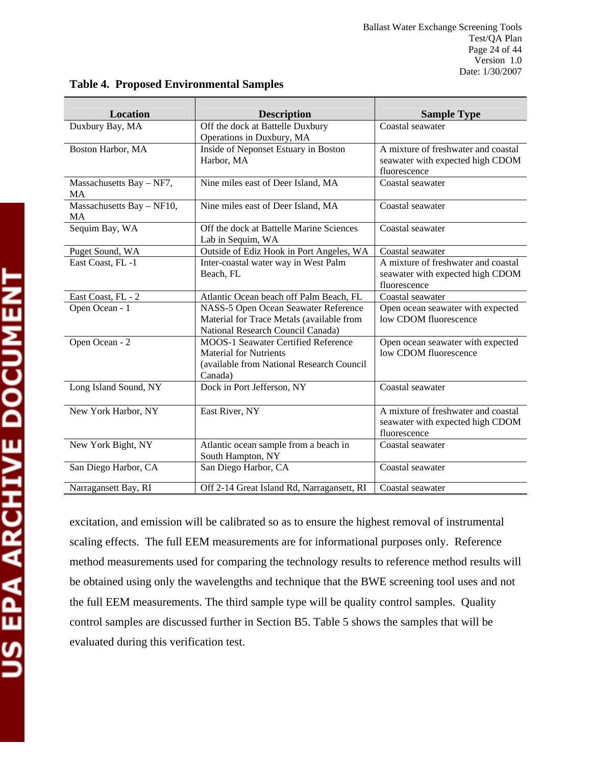**Table 4. Proposed Environmental Samples**

| Location | Description | Sample Type |
|---|---|---|
| Duxbury Bay, MA | Off the dock at Battelle Duxbury Operations in Duxbury, MA | Coastal seawater |
| Boston Harbor, MA | Inside of Neponset Estuary in Boston Harbor, MA | A mixture of freshwater and coastal seawater with expected high CDOM fluorescence |
| Massachusetts Bay – NF7, MA | Nine miles east of Deer Island, MA | Coastal seawater |
| Massachusetts Bay – NF10, MA | Nine miles east of Deer Island, MA | Coastal seawater |
| Sequim Bay, WA | Off the dock at Battelle Marine Sciences Lab in Sequim, WA | Coastal seawater |
| Puget Sound, WA | Outside of Ediz Hook in Port Angeles, WA | Coastal seawater |
| East Coast, FL -1 | Inter-coastal water way in West Palm Beach, FL | A mixture of freshwater and coastal seawater with expected high CDOM fluorescence |
| East Coast, FL - 2 | Atlantic Ocean beach off Palm Beach, FL | Coastal seawater |
| Open Ocean - 1 | NASS-5 Open Ocean Seawater Reference Material for Trace Metals (available from National Research Council Canada) | Open ocean seawater with expected low CDOM fluorescence |
| Open Ocean - 2 | MOOS-1 Seawater Certified Reference Material for Nutrients (available from National Research Council Canada) | Open ocean seawater with expected low CDOM fluorescence |
| Long Island Sound, NY | Dock in Port Jefferson, NY | Coastal seawater |
| New York Harbor, NY | East River, NY | A mixture of freshwater and coastal seawater with expected high CDOM fluorescence |
| New York Bight, NY | Atlantic ocean sample from a beach in South Hampton, NY | Coastal seawater |
| San Diego Harbor, CA | San Diego Harbor, CA | Coastal seawater |
| Narragansett Bay, RI | Off 2-14 Great Island Rd, Narragansett, RI | Coastal seawater |

excitation, and emission will be calibrated so as to ensure the highest removal of instrumental scaling effects. The full EEM measurements are for informational purposes only. Reference method measurements used for comparing the technology results to reference method results will be obtained using only the wavelengths and technique that the BWE screening tool uses and not the full EEM measurements. The third sample type will be quality control samples. Quality control samples are discussed further in Section B5. Table 5 shows the samples that will be evaluated during this verification test.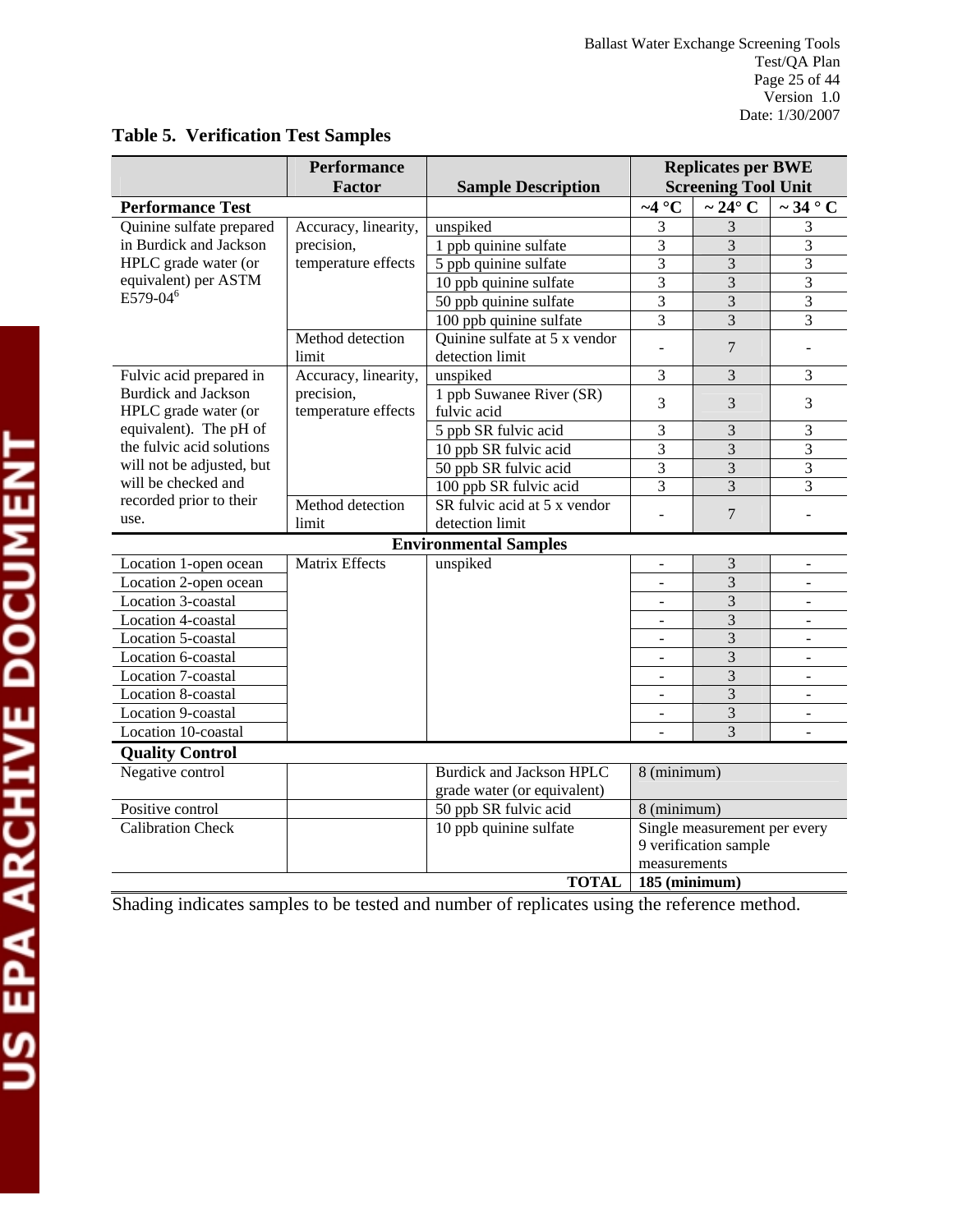**Table 5. Verification Test Samples**

| | Performance Factor | Sample Description | Replicates per BWE Screening Tool Unit | | |
|---|---|---|---|---|---|
| **Performance Test** | | | **~4 °C** | **~ 24° C** | **~ 34 ° C** |
| Quinine sulfate prepared in Burdick and Jackson HPLC grade water (or equivalent) per ASTM E579-04[6] | Accuracy, linearity, precision, temperature effects | unspiked | 3 | 3 | 3 |
| | | 1 ppb quinine sulfate | 3 | 3 | 3 |
| | | 5 ppb quinine sulfate | 3 | 3 | 3 |
| | | 10 ppb quinine sulfate | 3 | 3 | 3 |
| | | 50 ppb quinine sulfate | 3 | 3 | 3 |
| | | 100 ppb quinine sulfate | 3 | 3 | 3 |
| | Method detection limit | Quinine sulfate at 5 x vendor detection limit | - | 7 | - |
| Fulvic acid prepared in Burdick and Jackson HPLC grade water (or equivalent). The pH of the fulvic acid solutions will not be adjusted, but will be checked and recorded prior to their use. | Accuracy, linearity, precision, temperature effects | unspiked | 3 | 3 | 3 |
| | | 1 ppb Suwanee River (SR) fulvic acid | 3 | 3 | 3 |
| | | 5 ppb SR fulvic acid | 3 | 3 | 3 |
| | | 10 ppb SR fulvic acid | 3 | 3 | 3 |
| | | 50 ppb SR fulvic acid | 3 | 3 | 3 |
| | | 100 ppb SR fulvic acid | 3 | 3 | 3 |
| | Method detection limit | SR fulvic acid at 5 x vendor detection limit | - | 7 | - |
| **Environmental Samples** | | | | | |
| Location 1-open ocean | Matrix Effects | unspiked | - | 3 | - |
| Location 2-open ocean | | | - | 3 | - |
| Location 3-coastal | | | - | 3 | - |
| Location 4-coastal | | | - | 3 | - |
| Location 5-coastal | | | - | 3 | - |
| Location 6-coastal | | | - | 3 | - |
| Location 7-coastal | | | - | 3 | - |
| Location 8-coastal | | | - | 3 | - |
| Location 9-coastal | | | - | 3 | - |
| Location 10-coastal | | | - | 3 | - |
| **Quality Control** | | | | | |
| Negative control | | Burdick and Jackson HPLC grade water (or equivalent) | 8 (minimum) | | |
| Positive control | | 50 ppb SR fulvic acid | 8 (minimum) | | |
| Calibration Check | | 10 ppb quinine sulfate | Single measurement per every 9 verification sample measurements | | |
| | | **TOTAL** | **185 (minimum)** | | |

Shading indicates samples to be tested and number of replicates using the reference method.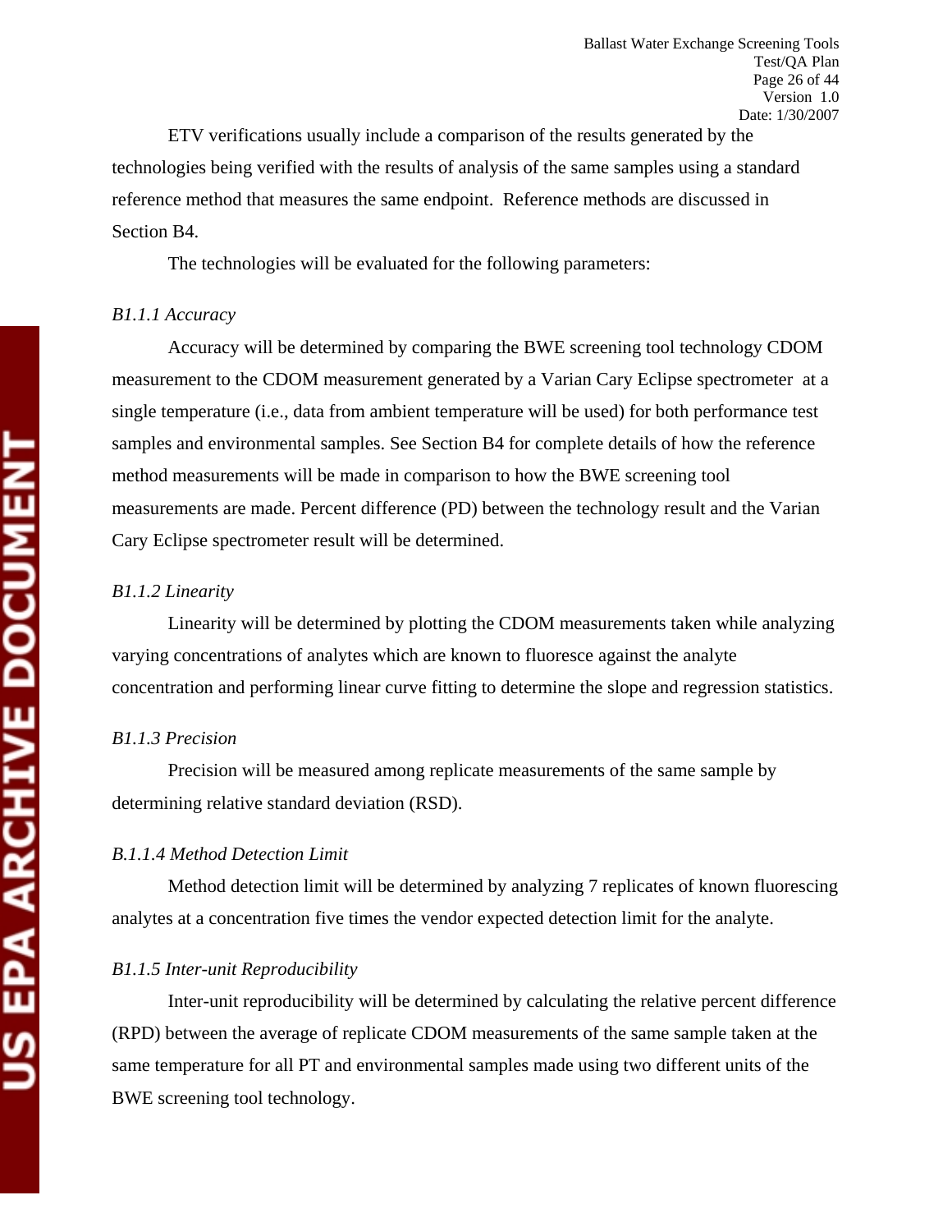ETV verifications usually include a comparison of the results generated by the technologies being verified with the results of analysis of the same samples using a standard reference method that measures the same endpoint. Reference methods are discussed in Section B4.

The technologies will be evaluated for the following parameters:

*B1.1.1 Accuracy*

Accuracy will be determined by comparing the BWE screening tool technology CDOM measurement to the CDOM measurement generated by a Varian Cary Eclipse spectrometer at a single temperature (i.e., data from ambient temperature will be used) for both performance test samples and environmental samples. See Section B4 for complete details of how the reference method measurements will be made in comparison to how the BWE screening tool measurements are made. Percent difference (PD) between the technology result and the Varian Cary Eclipse spectrometer result will be determined.

*B1.1.2 Linearity*

Linearity will be determined by plotting the CDOM measurements taken while analyzing varying concentrations of analytes which are known to fluoresce against the analyte concentration and performing linear curve fitting to determine the slope and regression statistics.

*B1.1.3 Precision*

Precision will be measured among replicate measurements of the same sample by determining relative standard deviation (RSD).

*B.1.1.4 Method Detection Limit*

Method detection limit will be determined by analyzing 7 replicates of known fluorescing analytes at a concentration five times the vendor expected detection limit for the analyte.

*B1.1.5 Inter-unit Reproducibility*

Inter-unit reproducibility will be determined by calculating the relative percent difference (RPD) between the average of replicate CDOM measurements of the same sample taken at the same temperature for all PT and environmental samples made using two different units of the BWE screening tool technology.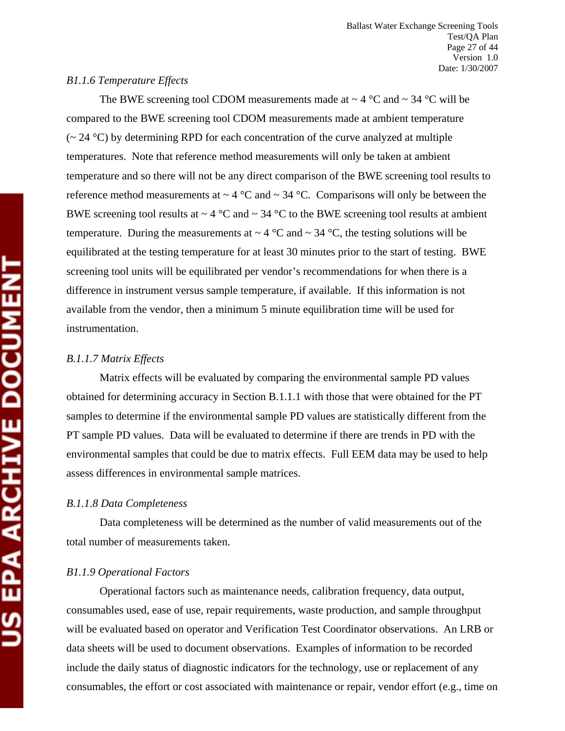*B1.1.6 Temperature Effects*

The BWE screening tool CDOM measurements made at ~ 4 °C and ~ 34 °C will be compared to the BWE screening tool CDOM measurements made at ambient temperature (~ 24 °C) by determining RPD for each concentration of the curve analyzed at multiple temperatures. Note that reference method measurements will only be taken at ambient temperature and so there will not be any direct comparison of the BWE screening tool results to reference method measurements at ~ 4 °C and ~ 34 °C. Comparisons will only be between the BWE screening tool results at ~ 4 °C and ~ 34 °C to the BWE screening tool results at ambient temperature. During the measurements at ~ 4 °C and ~ 34 °C, the testing solutions will be equilibrated at the testing temperature for at least 30 minutes prior to the start of testing. BWE screening tool units will be equilibrated per vendor's recommendations for when there is a difference in instrument versus sample temperature, if available. If this information is not available from the vendor, then a minimum 5 minute equilibration time will be used for instrumentation.

*B.1.1.7 Matrix Effects*

Matrix effects will be evaluated by comparing the environmental sample PD values obtained for determining accuracy in Section B.1.1.1 with those that were obtained for the PT samples to determine if the environmental sample PD values are statistically different from the PT sample PD values. Data will be evaluated to determine if there are trends in PD with the environmental samples that could be due to matrix effects. Full EEM data may be used to help assess differences in environmental sample matrices.

*B.1.1.8 Data Completeness*

Data completeness will be determined as the number of valid measurements out of the total number of measurements taken.

*B1.1.9 Operational Factors*

Operational factors such as maintenance needs, calibration frequency, data output, consumables used, ease of use, repair requirements, waste production, and sample throughput will be evaluated based on operator and Verification Test Coordinator observations. An LRB or data sheets will be used to document observations. Examples of information to be recorded include the daily status of diagnostic indicators for the technology, use or replacement of any consumables, the effort or cost associated with maintenance or repair, vendor effort (e.g., time on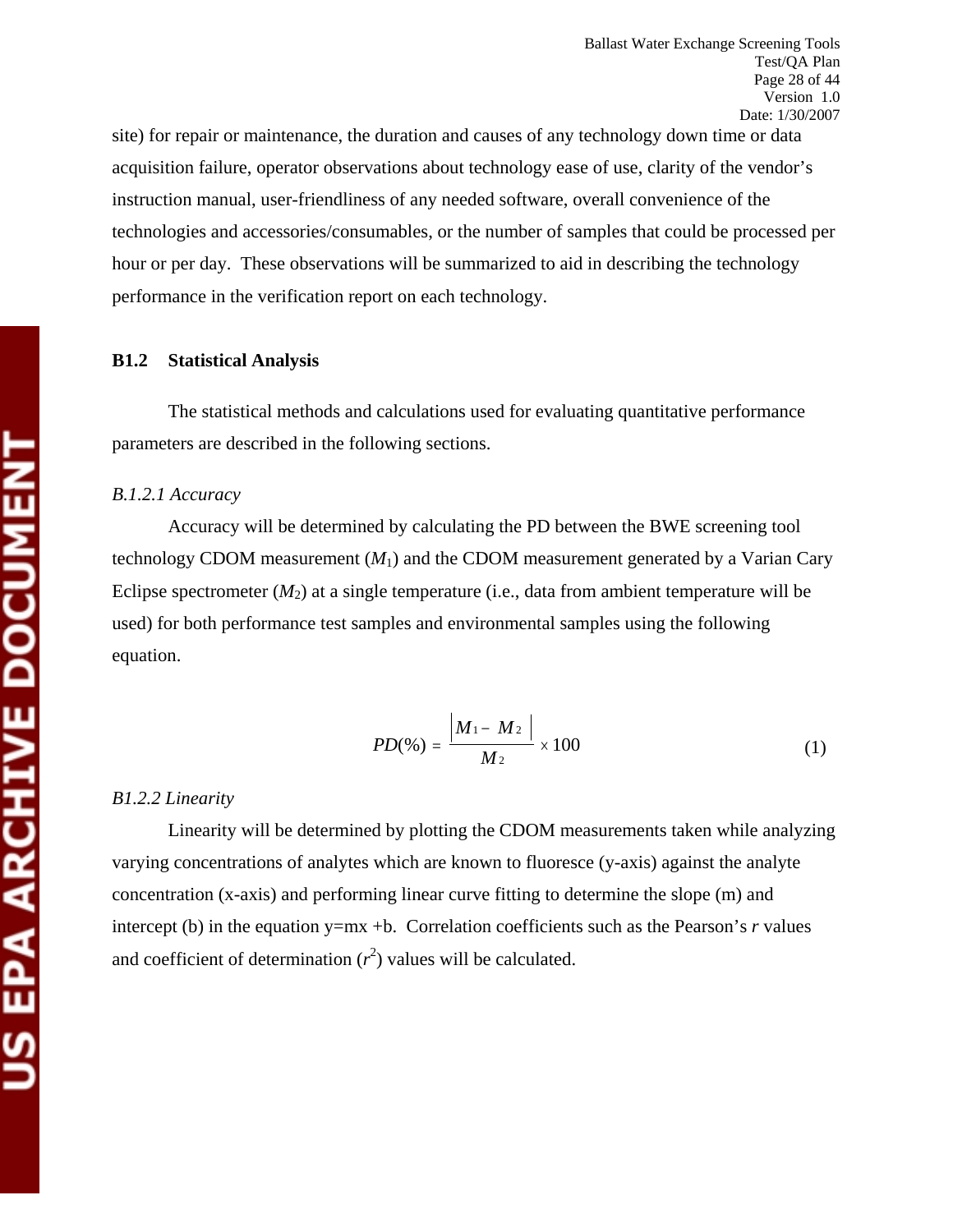site) for repair or maintenance, the duration and causes of any technology down time or data acquisition failure, operator observations about technology ease of use, clarity of the vendor's instruction manual, user-friendliness of any needed software, overall convenience of the technologies and accessories/consumables, or the number of samples that could be processed per hour or per day. These observations will be summarized to aid in describing the technology performance in the verification report on each technology.

### B1.2 Statistical Analysis

The statistical methods and calculations used for evaluating quantitative performance parameters are described in the following sections.

*B.1.2.1 Accuracy*

Accuracy will be determined by calculating the PD between the BWE screening tool technology CDOM measurement ($M_1$) and the CDOM measurement generated by a Varian Cary Eclipse spectrometer ($M_2$) at a single temperature (i.e., data from ambient temperature will be used) for both performance test samples and environmental samples using the following equation.

$$PD(\%) = \frac{\left| M_1 - M_2 \right|}{M_2} \times 100 \tag{1}$$

*B1.2.2 Linearity*

Linearity will be determined by plotting the CDOM measurements taken while analyzing varying concentrations of analytes which are known to fluoresce (y-axis) against the analyte concentration (x-axis) and performing linear curve fitting to determine the slope (m) and intercept (b) in the equation y=mx +b. Correlation coefficients such as the Pearson's $r$ values and coefficient of determination ($r^2$) values will be calculated.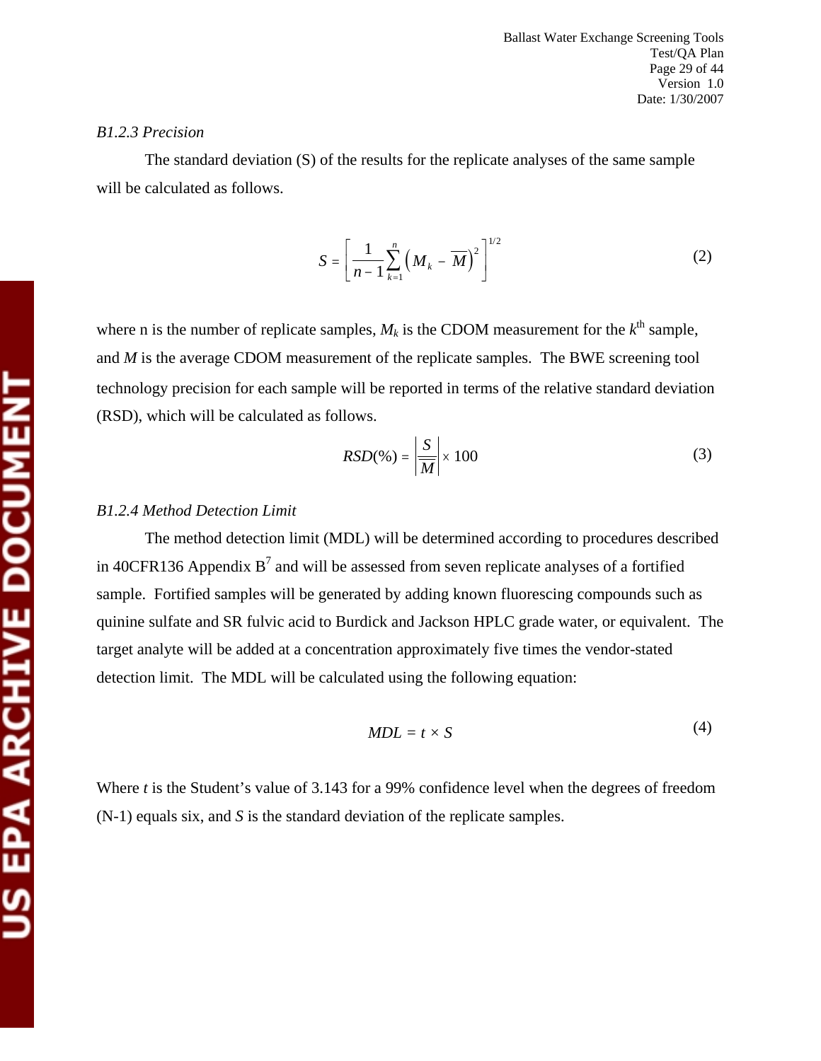#### *B1.2.3 Precision*

The standard deviation (S) of the results for the replicate analyses of the same sample will be calculated as follows.

$$S = \left[ \frac{1}{n-1} \sum_{k=1}^{n} \left( M_k - \overline{M} \right)^2 \right]^{1/2} \tag{2}$$

where n is the number of replicate samples, $M_k$ is the CDOM measurement for the $k^{th}$ sample, and $M$ is the average CDOM measurement of the replicate samples. The BWE screening tool technology precision for each sample will be reported in terms of the relative standard deviation (RSD), which will be calculated as follows.

$$RSD(\%) = \left| \frac{S}{\overline{M}} \right| \times 100 \tag{3}$$

#### *B1.2.4 Method Detection Limit*

The method detection limit (MDL) will be determined according to procedures described in 40CFR136 Appendix B[7] and will be assessed from seven replicate analyses of a fortified sample. Fortified samples will be generated by adding known fluorescing compounds such as quinine sulfate and SR fulvic acid to Burdick and Jackson HPLC grade water, or equivalent. The target analyte will be added at a concentration approximately five times the vendor-stated detection limit. The MDL will be calculated using the following equation:

$$MDL = t \times S \tag{4}$$

Where $t$ is the Student's value of 3.143 for a 99% confidence level when the degrees of freedom (N-1) equals six, and $S$ is the standard deviation of the replicate samples.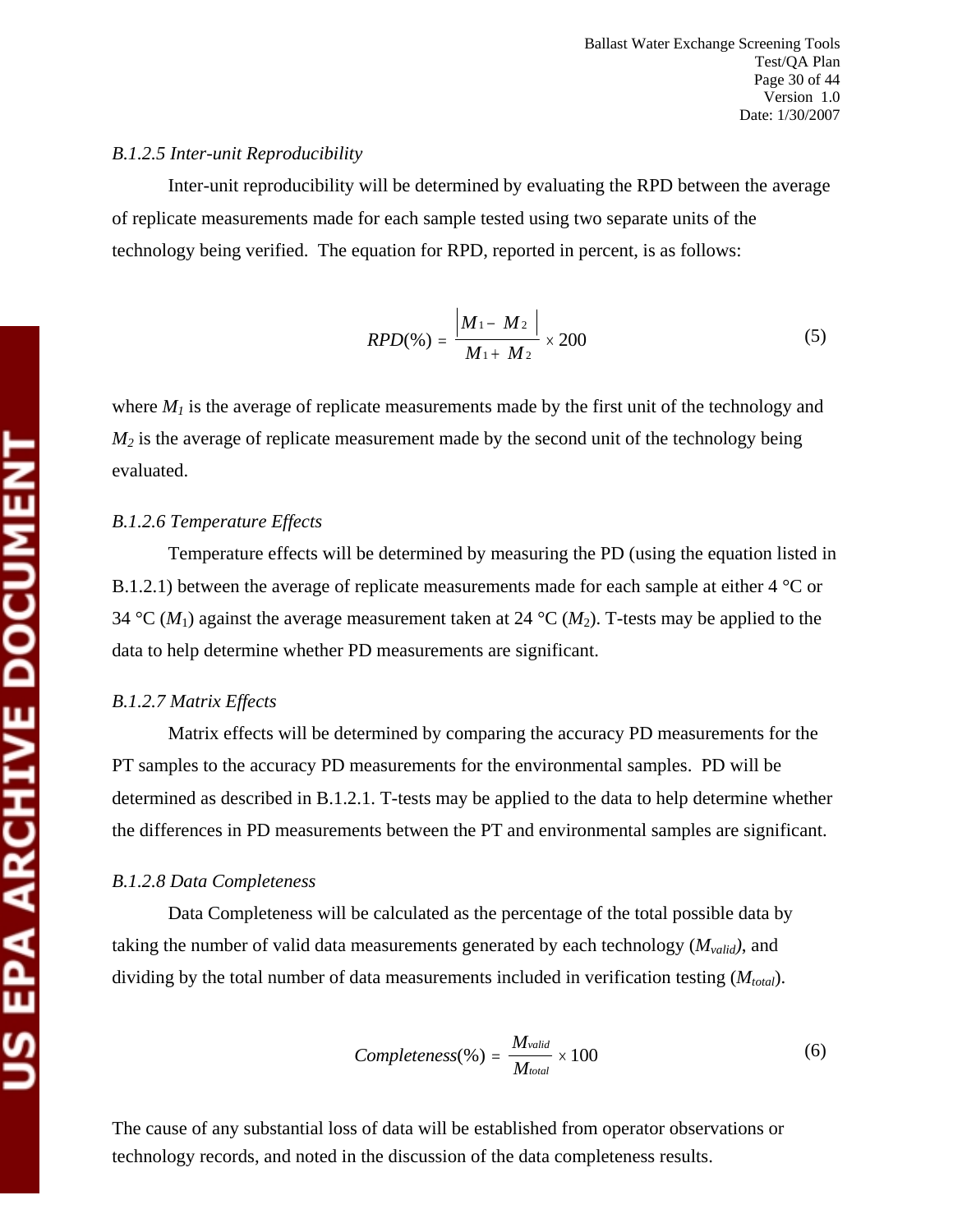*B.1.2.5 Inter-unit Reproducibility*

Inter-unit reproducibility will be determined by evaluating the RPD between the average of replicate measurements made for each sample tested using two separate units of the technology being verified. The equation for RPD, reported in percent, is as follows:

$$RPD(\%) = \frac{|M_1 - M_2|}{M_1 + M_2} \times 200 \tag{5}$$

where $M_1$ is the average of replicate measurements made by the first unit of the technology and $M_2$ is the average of replicate measurement made by the second unit of the technology being evaluated.

*B.1.2.6 Temperature Effects*

Temperature effects will be determined by measuring the PD (using the equation listed in B.1.2.1) between the average of replicate measurements made for each sample at either 4 °C or 34 °C ($M_1$) against the average measurement taken at 24 °C ($M_2$). T-tests may be applied to the data to help determine whether PD measurements are significant.

*B.1.2.7 Matrix Effects*

Matrix effects will be determined by comparing the accuracy PD measurements for the PT samples to the accuracy PD measurements for the environmental samples. PD will be determined as described in B.1.2.1. T-tests may be applied to the data to help determine whether the differences in PD measurements between the PT and environmental samples are significant.

*B.1.2.8 Data Completeness*

Data Completeness will be calculated as the percentage of the total possible data by taking the number of valid data measurements generated by each technology ($M_{valid}$), and dividing by the total number of data measurements included in verification testing ($M_{total}$).

$$Completeness(\%) = \frac{M_{valid}}{M_{total}} \times 100 \tag{6}$$

The cause of any substantial loss of data will be established from operator observations or technology records, and noted in the discussion of the data completeness results.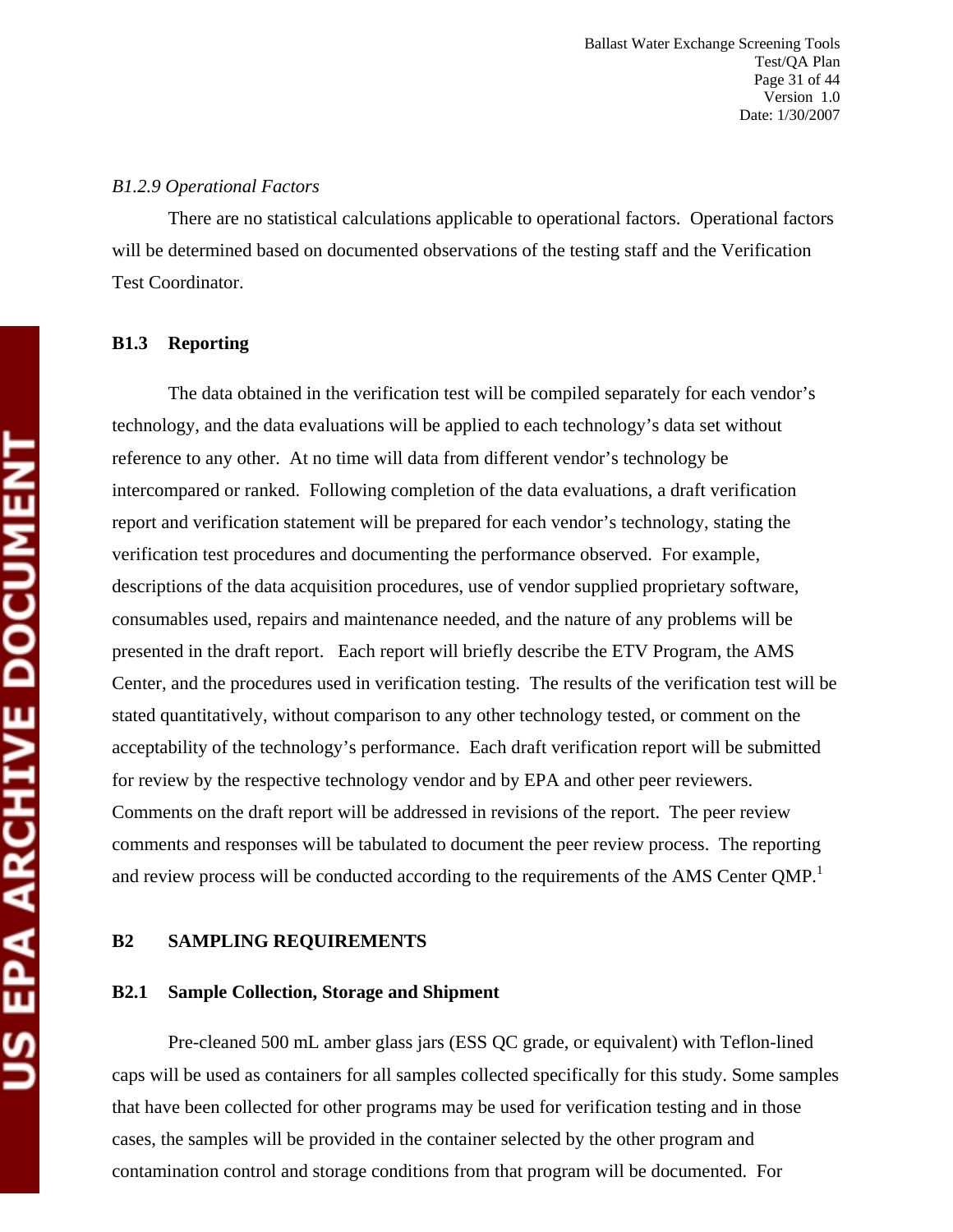*B1.2.9 Operational Factors*

There are no statistical calculations applicable to operational factors. Operational factors will be determined based on documented observations of the testing staff and the Verification Test Coordinator.

### B1.3 Reporting

The data obtained in the verification test will be compiled separately for each vendor's technology, and the data evaluations will be applied to each technology's data set without reference to any other. At no time will data from different vendor's technology be intercompared or ranked. Following completion of the data evaluations, a draft verification report and verification statement will be prepared for each vendor's technology, stating the verification test procedures and documenting the performance observed. For example, descriptions of the data acquisition procedures, use of vendor supplied proprietary software, consumables used, repairs and maintenance needed, and the nature of any problems will be presented in the draft report. Each report will briefly describe the ETV Program, the AMS Center, and the procedures used in verification testing. The results of the verification test will be stated quantitatively, without comparison to any other technology tested, or comment on the acceptability of the technology's performance. Each draft verification report will be submitted for review by the respective technology vendor and by EPA and other peer reviewers. Comments on the draft report will be addressed in revisions of the report. The peer review comments and responses will be tabulated to document the peer review process. The reporting and review process will be conducted according to the requirements of the AMS Center QMP.[1]

## B2 SAMPLING REQUIREMENTS

### B2.1 Sample Collection, Storage and Shipment

Pre-cleaned 500 mL amber glass jars (ESS QC grade, or equivalent) with Teflon-lined caps will be used as containers for all samples collected specifically for this study. Some samples that have been collected for other programs may be used for verification testing and in those cases, the samples will be provided in the container selected by the other program and contamination control and storage conditions from that program will be documented. For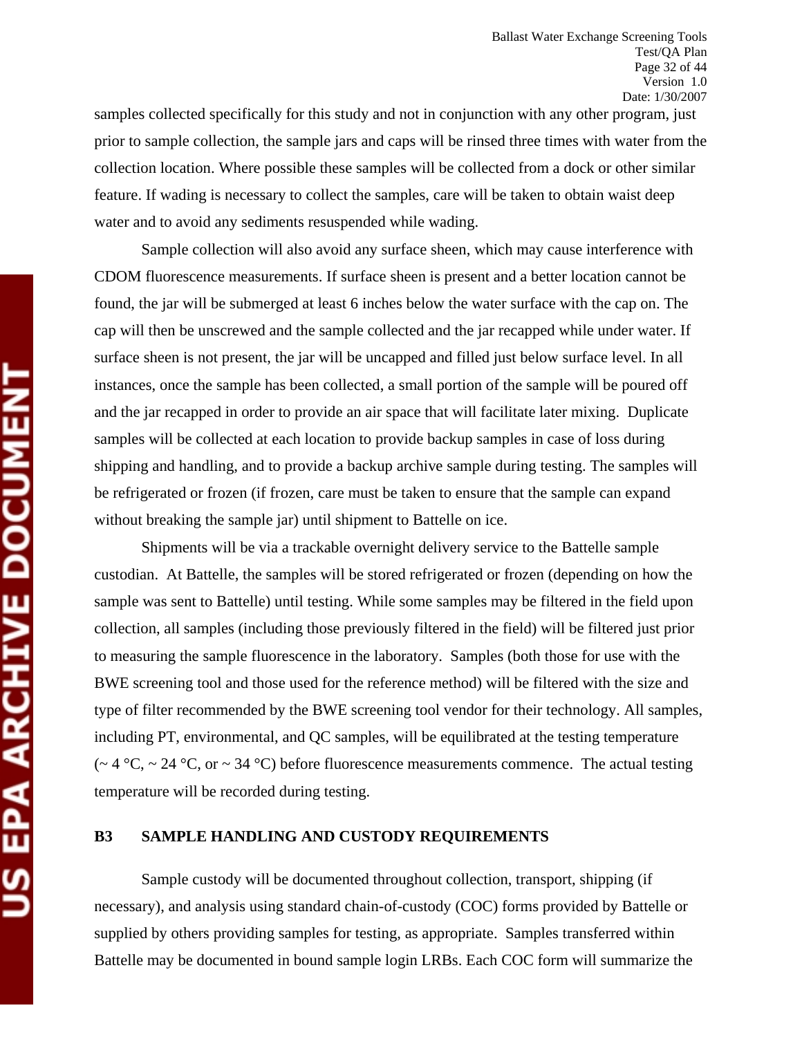samples collected specifically for this study and not in conjunction with any other program, just prior to sample collection, the sample jars and caps will be rinsed three times with water from the collection location. Where possible these samples will be collected from a dock or other similar feature. If wading is necessary to collect the samples, care will be taken to obtain waist deep water and to avoid any sediments resuspended while wading.

Sample collection will also avoid any surface sheen, which may cause interference with CDOM fluorescence measurements. If surface sheen is present and a better location cannot be found, the jar will be submerged at least 6 inches below the water surface with the cap on. The cap will then be unscrewed and the sample collected and the jar recapped while under water. If surface sheen is not present, the jar will be uncapped and filled just below surface level. In all instances, once the sample has been collected, a small portion of the sample will be poured off and the jar recapped in order to provide an air space that will facilitate later mixing. Duplicate samples will be collected at each location to provide backup samples in case of loss during shipping and handling, and to provide a backup archive sample during testing. The samples will be refrigerated or frozen (if frozen, care must be taken to ensure that the sample can expand without breaking the sample jar) until shipment to Battelle on ice.

Shipments will be via a trackable overnight delivery service to the Battelle sample custodian. At Battelle, the samples will be stored refrigerated or frozen (depending on how the sample was sent to Battelle) until testing. While some samples may be filtered in the field upon collection, all samples (including those previously filtered in the field) will be filtered just prior to measuring the sample fluorescence in the laboratory. Samples (both those for use with the BWE screening tool and those used for the reference method) will be filtered with the size and type of filter recommended by the BWE screening tool vendor for their technology. All samples, including PT, environmental, and QC samples, will be equilibrated at the testing temperature (~ 4 °C, ~ 24 °C, or ~ 34 °C) before fluorescence measurements commence. The actual testing temperature will be recorded during testing.

## B3 SAMPLE HANDLING AND CUSTODY REQUIREMENTS

Sample custody will be documented throughout collection, transport, shipping (if necessary), and analysis using standard chain-of-custody (COC) forms provided by Battelle or supplied by others providing samples for testing, as appropriate. Samples transferred within Battelle may be documented in bound sample login LRBs. Each COC form will summarize the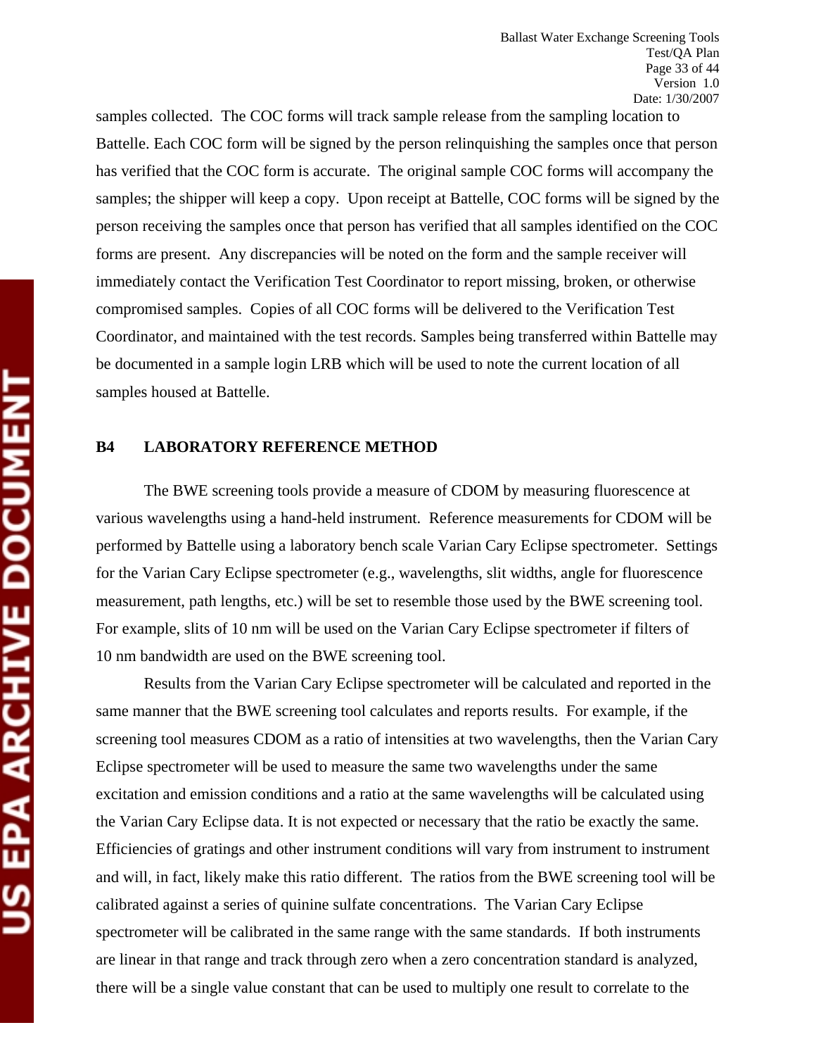samples collected. The COC forms will track sample release from the sampling location to Battelle. Each COC form will be signed by the person relinquishing the samples once that person has verified that the COC form is accurate. The original sample COC forms will accompany the samples; the shipper will keep a copy. Upon receipt at Battelle, COC forms will be signed by the person receiving the samples once that person has verified that all samples identified on the COC forms are present. Any discrepancies will be noted on the form and the sample receiver will immediately contact the Verification Test Coordinator to report missing, broken, or otherwise compromised samples. Copies of all COC forms will be delivered to the Verification Test Coordinator, and maintained with the test records. Samples being transferred within Battelle may be documented in a sample login LRB which will be used to note the current location of all samples housed at Battelle.

## B4 LABORATORY REFERENCE METHOD

The BWE screening tools provide a measure of CDOM by measuring fluorescence at various wavelengths using a hand-held instrument. Reference measurements for CDOM will be performed by Battelle using a laboratory bench scale Varian Cary Eclipse spectrometer. Settings for the Varian Cary Eclipse spectrometer (e.g., wavelengths, slit widths, angle for fluorescence measurement, path lengths, etc.) will be set to resemble those used by the BWE screening tool. For example, slits of 10 nm will be used on the Varian Cary Eclipse spectrometer if filters of 10 nm bandwidth are used on the BWE screening tool.

Results from the Varian Cary Eclipse spectrometer will be calculated and reported in the same manner that the BWE screening tool calculates and reports results. For example, if the screening tool measures CDOM as a ratio of intensities at two wavelengths, then the Varian Cary Eclipse spectrometer will be used to measure the same two wavelengths under the same excitation and emission conditions and a ratio at the same wavelengths will be calculated using the Varian Cary Eclipse data. It is not expected or necessary that the ratio be exactly the same. Efficiencies of gratings and other instrument conditions will vary from instrument to instrument and will, in fact, likely make this ratio different. The ratios from the BWE screening tool will be calibrated against a series of quinine sulfate concentrations. The Varian Cary Eclipse spectrometer will be calibrated in the same range with the same standards. If both instruments are linear in that range and track through zero when a zero concentration standard is analyzed, there will be a single value constant that can be used to multiply one result to correlate to the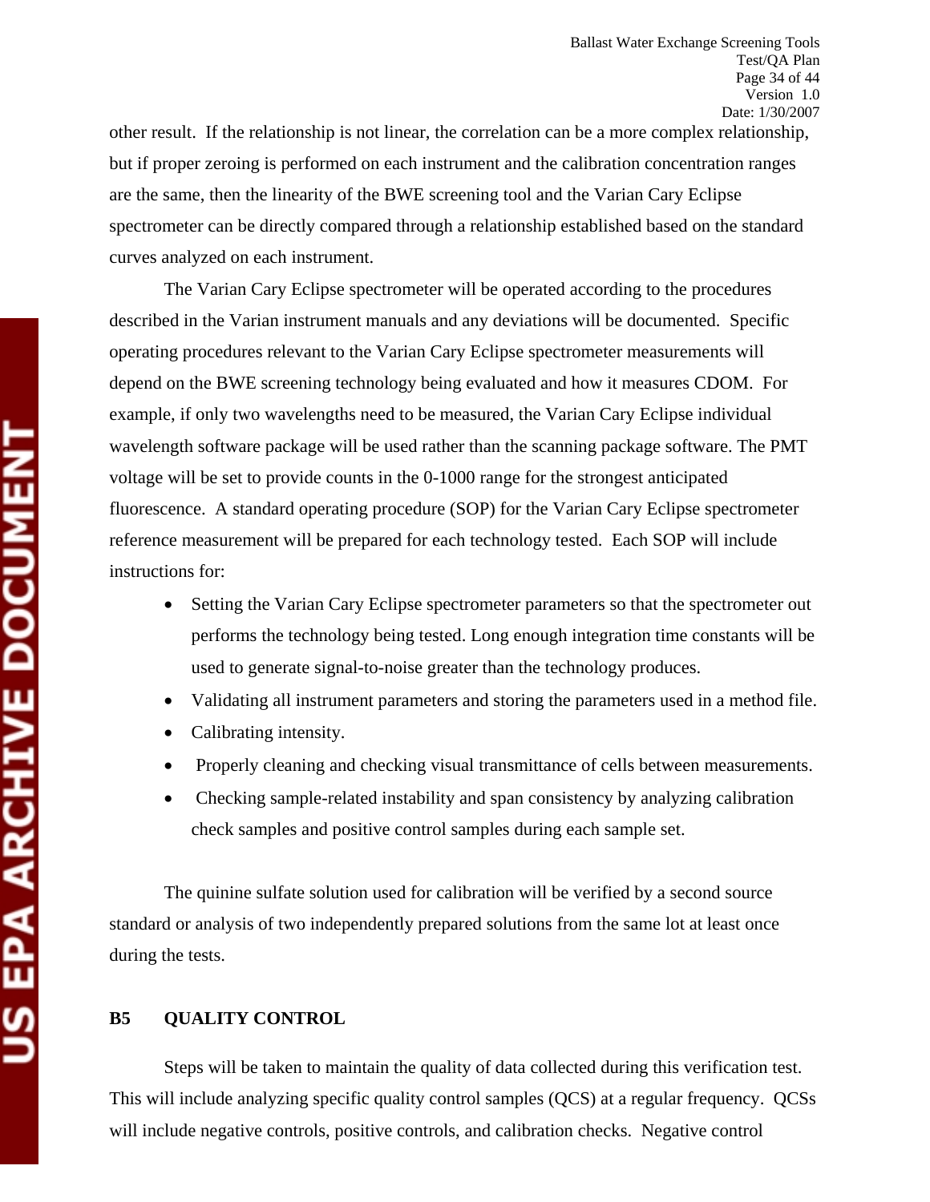other result. If the relationship is not linear, the correlation can be a more complex relationship, but if proper zeroing is performed on each instrument and the calibration concentration ranges are the same, then the linearity of the BWE screening tool and the Varian Cary Eclipse spectrometer can be directly compared through a relationship established based on the standard curves analyzed on each instrument.

The Varian Cary Eclipse spectrometer will be operated according to the procedures described in the Varian instrument manuals and any deviations will be documented. Specific operating procedures relevant to the Varian Cary Eclipse spectrometer measurements will depend on the BWE screening technology being evaluated and how it measures CDOM. For example, if only two wavelengths need to be measured, the Varian Cary Eclipse individual wavelength software package will be used rather than the scanning package software. The PMT voltage will be set to provide counts in the 0-1000 range for the strongest anticipated fluorescence. A standard operating procedure (SOP) for the Varian Cary Eclipse spectrometer reference measurement will be prepared for each technology tested. Each SOP will include instructions for:

- Setting the Varian Cary Eclipse spectrometer parameters so that the spectrometer out performs the technology being tested. Long enough integration time constants will be used to generate signal-to-noise greater than the technology produces.
- Validating all instrument parameters and storing the parameters used in a method file.
- Calibrating intensity.
- Properly cleaning and checking visual transmittance of cells between measurements.
- Checking sample-related instability and span consistency by analyzing calibration check samples and positive control samples during each sample set.

The quinine sulfate solution used for calibration will be verified by a second source standard or analysis of two independently prepared solutions from the same lot at least once during the tests.

## B5 QUALITY CONTROL

Steps will be taken to maintain the quality of data collected during this verification test. This will include analyzing specific quality control samples (QCS) at a regular frequency. QCSs will include negative controls, positive controls, and calibration checks. Negative control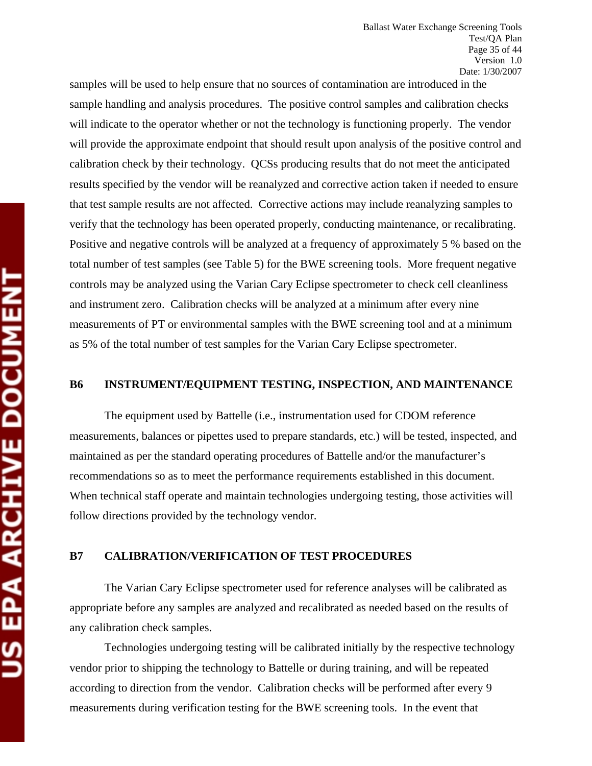samples will be used to help ensure that no sources of contamination are introduced in the sample handling and analysis procedures. The positive control samples and calibration checks will indicate to the operator whether or not the technology is functioning properly. The vendor will provide the approximate endpoint that should result upon analysis of the positive control and calibration check by their technology. QCSs producing results that do not meet the anticipated results specified by the vendor will be reanalyzed and corrective action taken if needed to ensure that test sample results are not affected. Corrective actions may include reanalyzing samples to verify that the technology has been operated properly, conducting maintenance, or recalibrating. Positive and negative controls will be analyzed at a frequency of approximately 5 % based on the total number of test samples (see Table 5) for the BWE screening tools. More frequent negative controls may be analyzed using the Varian Cary Eclipse spectrometer to check cell cleanliness and instrument zero. Calibration checks will be analyzed at a minimum after every nine measurements of PT or environmental samples with the BWE screening tool and at a minimum as 5% of the total number of test samples for the Varian Cary Eclipse spectrometer.

## B6 INSTRUMENT/EQUIPMENT TESTING, INSPECTION, AND MAINTENANCE

The equipment used by Battelle (i.e., instrumentation used for CDOM reference measurements, balances or pipettes used to prepare standards, etc.) will be tested, inspected, and maintained as per the standard operating procedures of Battelle and/or the manufacturer's recommendations so as to meet the performance requirements established in this document. When technical staff operate and maintain technologies undergoing testing, those activities will follow directions provided by the technology vendor.

## B7 CALIBRATION/VERIFICATION OF TEST PROCEDURES

The Varian Cary Eclipse spectrometer used for reference analyses will be calibrated as appropriate before any samples are analyzed and recalibrated as needed based on the results of any calibration check samples.

Technologies undergoing testing will be calibrated initially by the respective technology vendor prior to shipping the technology to Battelle or during training, and will be repeated according to direction from the vendor. Calibration checks will be performed after every 9 measurements during verification testing for the BWE screening tools. In the event that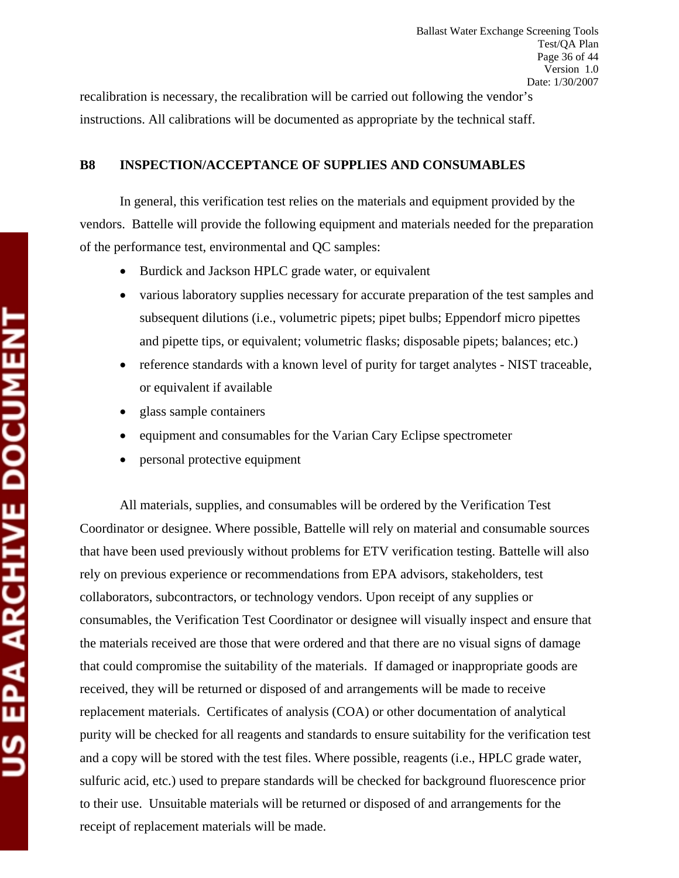recalibration is necessary, the recalibration will be carried out following the vendor's instructions. All calibrations will be documented as appropriate by the technical staff.

## B8 INSPECTION/ACCEPTANCE OF SUPPLIES AND CONSUMABLES

In general, this verification test relies on the materials and equipment provided by the vendors. Battelle will provide the following equipment and materials needed for the preparation of the performance test, environmental and QC samples:

- Burdick and Jackson HPLC grade water, or equivalent
- various laboratory supplies necessary for accurate preparation of the test samples and subsequent dilutions (i.e., volumetric pipets; pipet bulbs; Eppendorf micro pipettes and pipette tips, or equivalent; volumetric flasks; disposable pipets; balances; etc.)
- reference standards with a known level of purity for target analytes - NIST traceable, or equivalent if available
- glass sample containers
- equipment and consumables for the Varian Cary Eclipse spectrometer
- personal protective equipment

All materials, supplies, and consumables will be ordered by the Verification Test Coordinator or designee. Where possible, Battelle will rely on material and consumable sources that have been used previously without problems for ETV verification testing. Battelle will also rely on previous experience or recommendations from EPA advisors, stakeholders, test collaborators, subcontractors, or technology vendors. Upon receipt of any supplies or consumables, the Verification Test Coordinator or designee will visually inspect and ensure that the materials received are those that were ordered and that there are no visual signs of damage that could compromise the suitability of the materials. If damaged or inappropriate goods are received, they will be returned or disposed of and arrangements will be made to receive replacement materials. Certificates of analysis (COA) or other documentation of analytical purity will be checked for all reagents and standards to ensure suitability for the verification test and a copy will be stored with the test files. Where possible, reagents (i.e., HPLC grade water, sulfuric acid, etc.) used to prepare standards will be checked for background fluorescence prior to their use. Unsuitable materials will be returned or disposed of and arrangements for the receipt of replacement materials will be made.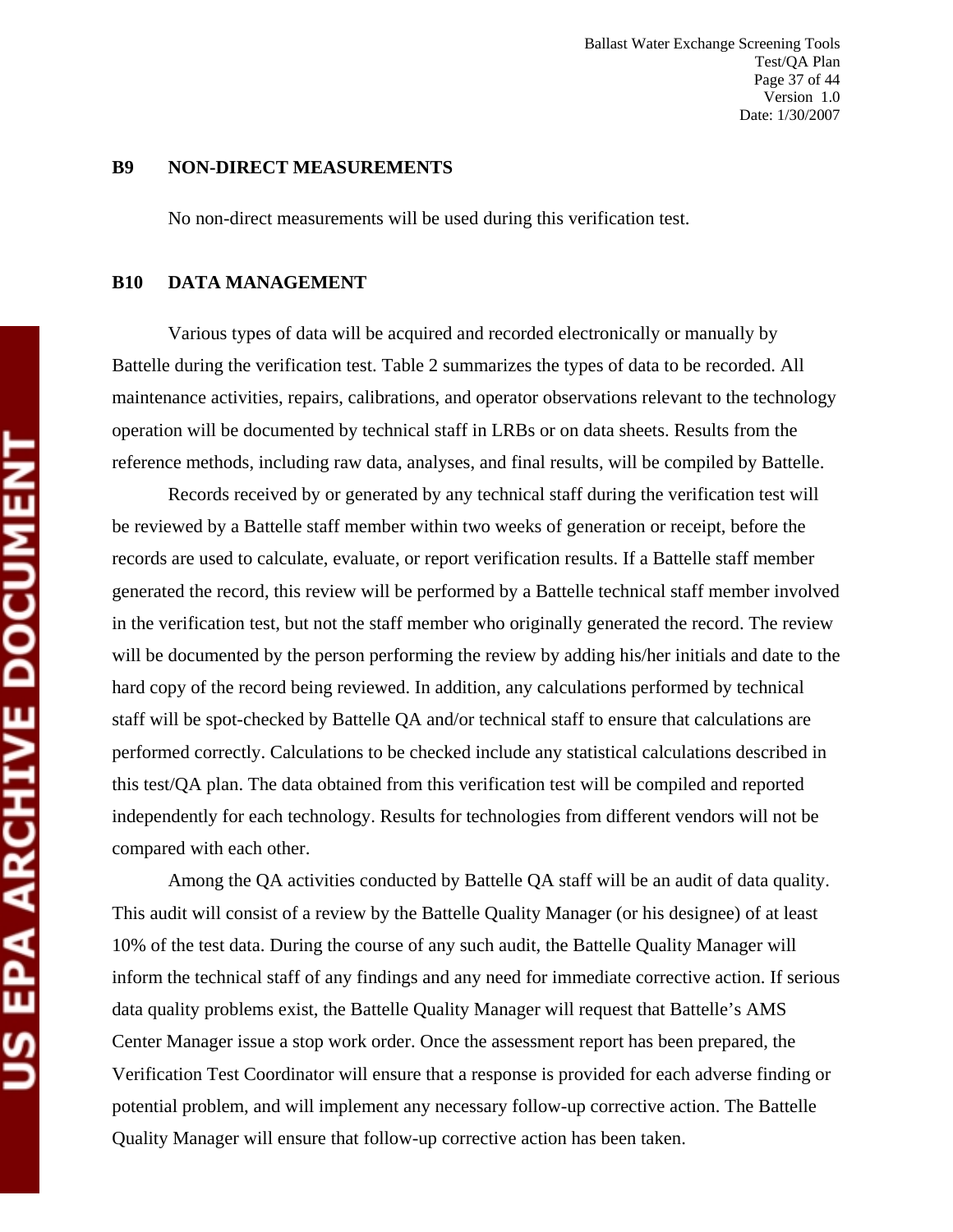## B9 NON-DIRECT MEASUREMENTS

No non-direct measurements will be used during this verification test.

## B10 DATA MANAGEMENT

Various types of data will be acquired and recorded electronically or manually by Battelle during the verification test. Table 2 summarizes the types of data to be recorded. All maintenance activities, repairs, calibrations, and operator observations relevant to the technology operation will be documented by technical staff in LRBs or on data sheets. Results from the reference methods, including raw data, analyses, and final results, will be compiled by Battelle.

Records received by or generated by any technical staff during the verification test will be reviewed by a Battelle staff member within two weeks of generation or receipt, before the records are used to calculate, evaluate, or report verification results. If a Battelle staff member generated the record, this review will be performed by a Battelle technical staff member involved in the verification test, but not the staff member who originally generated the record. The review will be documented by the person performing the review by adding his/her initials and date to the hard copy of the record being reviewed. In addition, any calculations performed by technical staff will be spot-checked by Battelle QA and/or technical staff to ensure that calculations are performed correctly. Calculations to be checked include any statistical calculations described in this test/QA plan. The data obtained from this verification test will be compiled and reported independently for each technology. Results for technologies from different vendors will not be compared with each other.

Among the QA activities conducted by Battelle QA staff will be an audit of data quality. This audit will consist of a review by the Battelle Quality Manager (or his designee) of at least 10% of the test data. During the course of any such audit, the Battelle Quality Manager will inform the technical staff of any findings and any need for immediate corrective action. If serious data quality problems exist, the Battelle Quality Manager will request that Battelle's AMS Center Manager issue a stop work order. Once the assessment report has been prepared, the Verification Test Coordinator will ensure that a response is provided for each adverse finding or potential problem, and will implement any necessary follow-up corrective action. The Battelle Quality Manager will ensure that follow-up corrective action has been taken.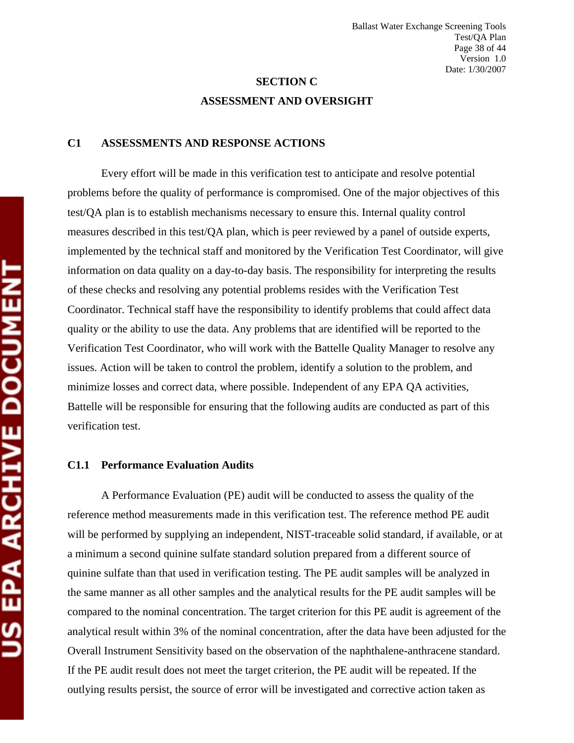# SECTION C

# ASSESSMENT AND OVERSIGHT

## C1 ASSESSMENTS AND RESPONSE ACTIONS

Every effort will be made in this verification test to anticipate and resolve potential problems before the quality of performance is compromised. One of the major objectives of this test/QA plan is to establish mechanisms necessary to ensure this. Internal quality control measures described in this test/QA plan, which is peer reviewed by a panel of outside experts, implemented by the technical staff and monitored by the Verification Test Coordinator, will give information on data quality on a day-to-day basis. The responsibility for interpreting the results of these checks and resolving any potential problems resides with the Verification Test Coordinator. Technical staff have the responsibility to identify problems that could affect data quality or the ability to use the data. Any problems that are identified will be reported to the Verification Test Coordinator, who will work with the Battelle Quality Manager to resolve any issues. Action will be taken to control the problem, identify a solution to the problem, and minimize losses and correct data, where possible. Independent of any EPA QA activities, Battelle will be responsible for ensuring that the following audits are conducted as part of this verification test.

### C1.1 Performance Evaluation Audits

A Performance Evaluation (PE) audit will be conducted to assess the quality of the reference method measurements made in this verification test. The reference method PE audit will be performed by supplying an independent, NIST-traceable solid standard, if available, or at a minimum a second quinine sulfate standard solution prepared from a different source of quinine sulfate than that used in verification testing. The PE audit samples will be analyzed in the same manner as all other samples and the analytical results for the PE audit samples will be compared to the nominal concentration. The target criterion for this PE audit is agreement of the analytical result within 3% of the nominal concentration, after the data have been adjusted for the Overall Instrument Sensitivity based on the observation of the naphthalene-anthracene standard. If the PE audit result does not meet the target criterion, the PE audit will be repeated. If the outlying results persist, the source of error will be investigated and corrective action taken as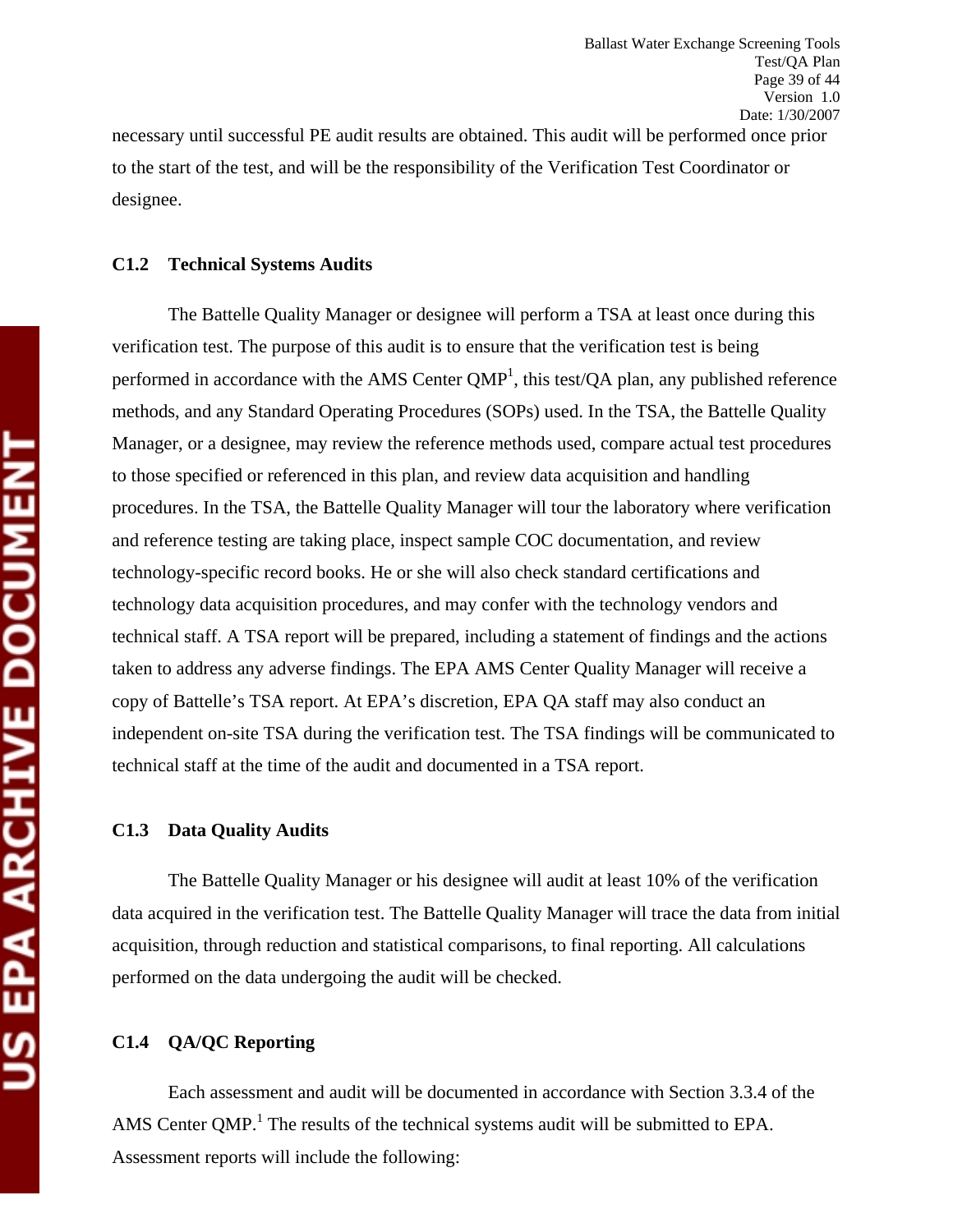necessary until successful PE audit results are obtained. This audit will be performed once prior to the start of the test, and will be the responsibility of the Verification Test Coordinator or designee.

### C1.2 Technical Systems Audits

The Battelle Quality Manager or designee will perform a TSA at least once during this verification test. The purpose of this audit is to ensure that the verification test is being performed in accordance with the AMS Center QMP[1], this test/QA plan, any published reference methods, and any Standard Operating Procedures (SOPs) used. In the TSA, the Battelle Quality Manager, or a designee, may review the reference methods used, compare actual test procedures to those specified or referenced in this plan, and review data acquisition and handling procedures. In the TSA, the Battelle Quality Manager will tour the laboratory where verification and reference testing are taking place, inspect sample COC documentation, and review technology-specific record books. He or she will also check standard certifications and technology data acquisition procedures, and may confer with the technology vendors and technical staff. A TSA report will be prepared, including a statement of findings and the actions taken to address any adverse findings. The EPA AMS Center Quality Manager will receive a copy of Battelle's TSA report. At EPA's discretion, EPA QA staff may also conduct an independent on-site TSA during the verification test. The TSA findings will be communicated to technical staff at the time of the audit and documented in a TSA report.

### C1.3 Data Quality Audits

The Battelle Quality Manager or his designee will audit at least 10% of the verification data acquired in the verification test. The Battelle Quality Manager will trace the data from initial acquisition, through reduction and statistical comparisons, to final reporting. All calculations performed on the data undergoing the audit will be checked.

### C1.4 QA/QC Reporting

Each assessment and audit will be documented in accordance with Section 3.3.4 of the AMS Center QMP.[1] The results of the technical systems audit will be submitted to EPA. Assessment reports will include the following: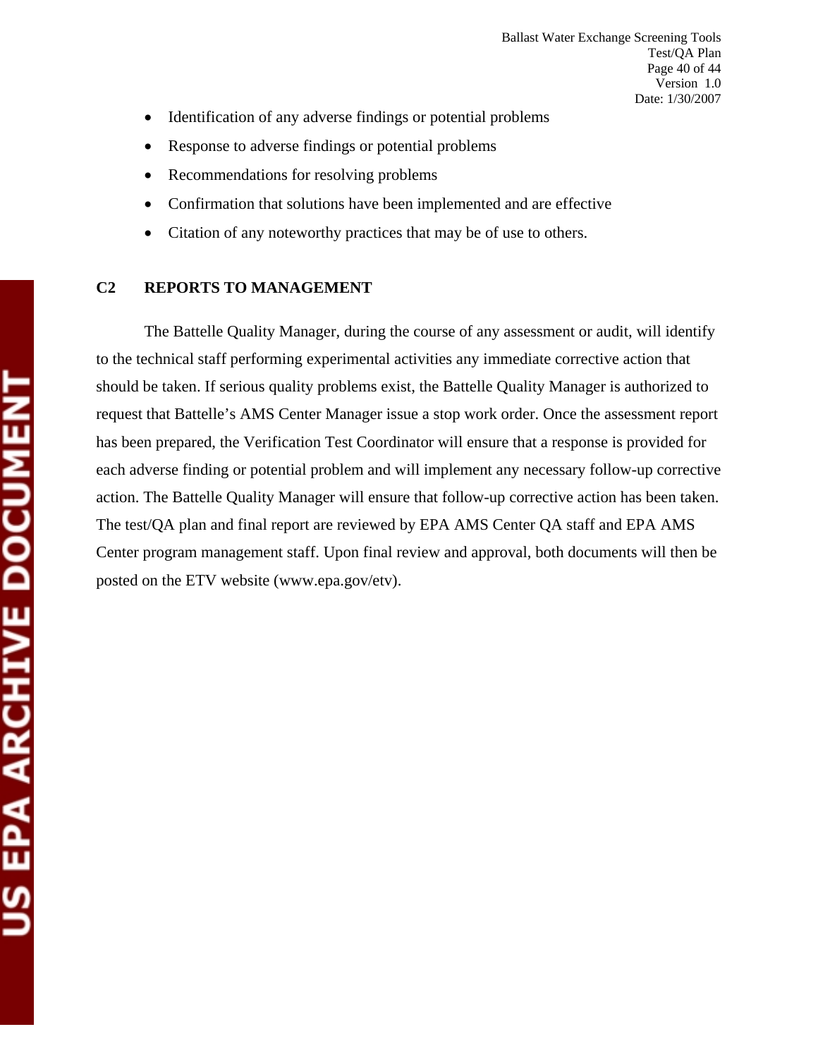- Identification of any adverse findings or potential problems
- Response to adverse findings or potential problems
- Recommendations for resolving problems
- Confirmation that solutions have been implemented and are effective
- Citation of any noteworthy practices that may be of use to others.

## C2 REPORTS TO MANAGEMENT

The Battelle Quality Manager, during the course of any assessment or audit, will identify to the technical staff performing experimental activities any immediate corrective action that should be taken. If serious quality problems exist, the Battelle Quality Manager is authorized to request that Battelle's AMS Center Manager issue a stop work order. Once the assessment report has been prepared, the Verification Test Coordinator will ensure that a response is provided for each adverse finding or potential problem and will implement any necessary follow-up corrective action. The Battelle Quality Manager will ensure that follow-up corrective action has been taken. The test/QA plan and final report are reviewed by EPA AMS Center QA staff and EPA AMS Center program management staff. Upon final review and approval, both documents will then be posted on the ETV website (www.epa.gov/etv).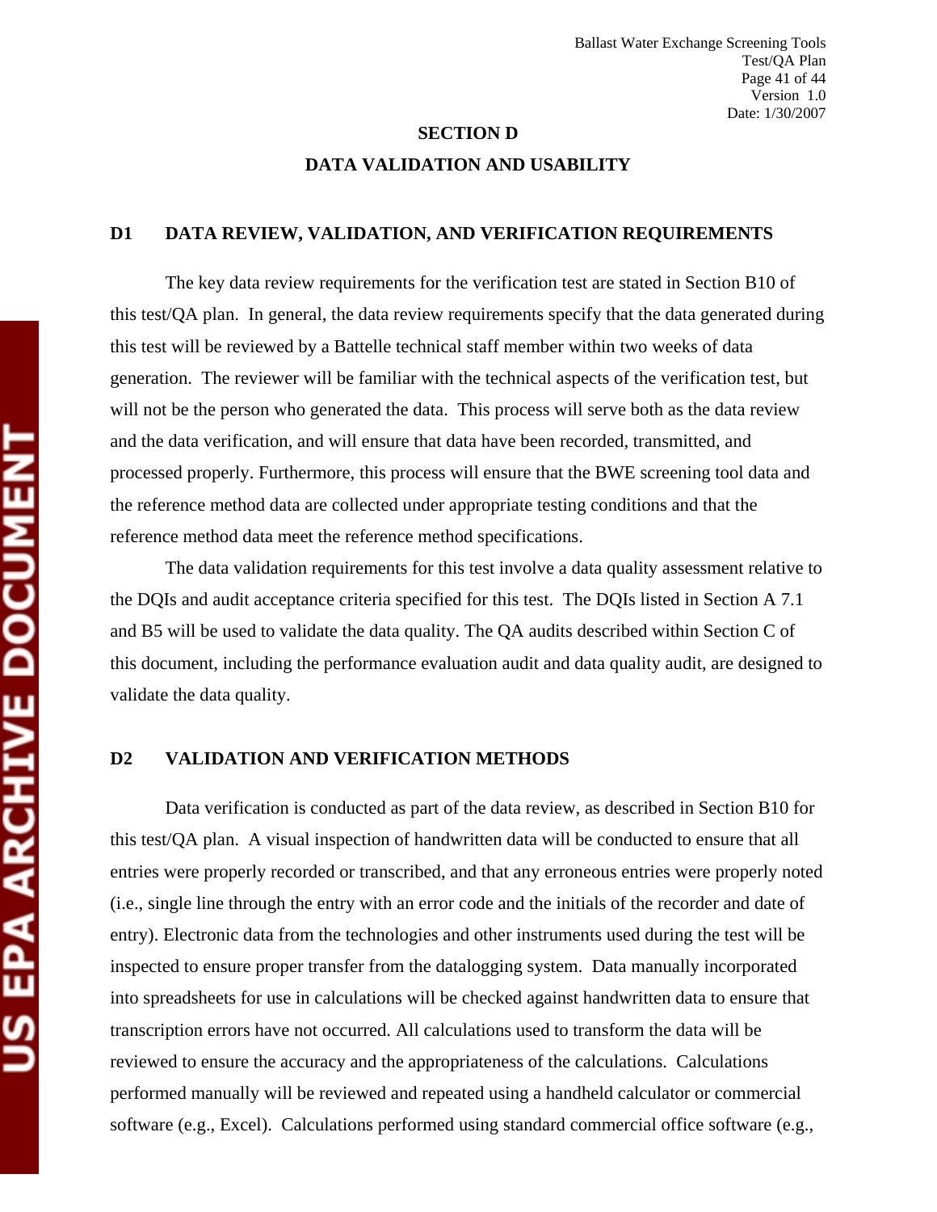## SECTION D

## DATA VALIDATION AND USABILITY

### D1 DATA REVIEW, VALIDATION, AND VERIFICATION REQUIREMENTS

The key data review requirements for the verification test are stated in Section B10 of this test/QA plan. In general, the data review requirements specify that the data generated during this test will be reviewed by a Battelle technical staff member within two weeks of data generation. The reviewer will be familiar with the technical aspects of the verification test, but will not be the person who generated the data. This process will serve both as the data review and the data verification, and will ensure that data have been recorded, transmitted, and processed properly. Furthermore, this process will ensure that the BWE screening tool data and the reference method data are collected under appropriate testing conditions and that the reference method data meet the reference method specifications.

The data validation requirements for this test involve a data quality assessment relative to the DQIs and audit acceptance criteria specified for this test. The DQIs listed in Section A 7.1 and B5 will be used to validate the data quality. The QA audits described within Section C of this document, including the performance evaluation audit and data quality audit, are designed to validate the data quality.

### D2 VALIDATION AND VERIFICATION METHODS

Data verification is conducted as part of the data review, as described in Section B10 for this test/QA plan. A visual inspection of handwritten data will be conducted to ensure that all entries were properly recorded or transcribed, and that any erroneous entries were properly noted (i.e., single line through the entry with an error code and the initials of the recorder and date of entry). Electronic data from the technologies and other instruments used during the test will be inspected to ensure proper transfer from the datalogging system. Data manually incorporated into spreadsheets for use in calculations will be checked against handwritten data to ensure that transcription errors have not occurred. All calculations used to transform the data will be reviewed to ensure the accuracy and the appropriateness of the calculations. Calculations performed manually will be reviewed and repeated using a handheld calculator or commercial software (e.g., Excel). Calculations performed using standard commercial office software (e.g.,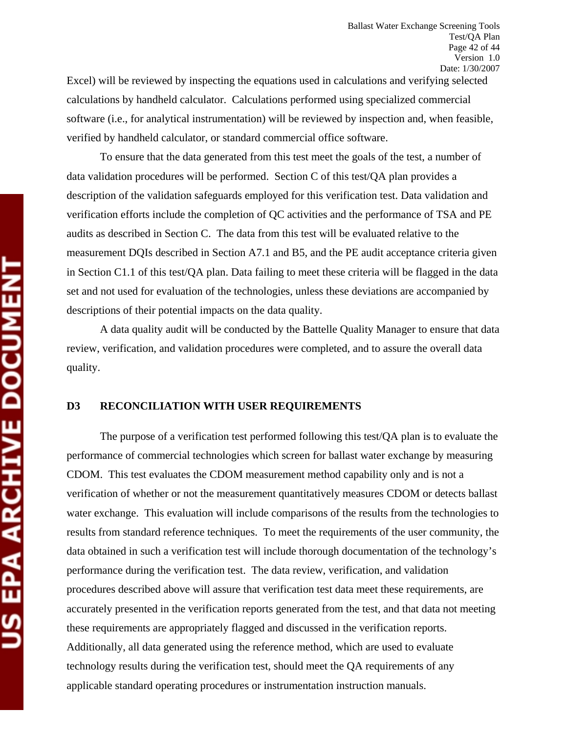Excel) will be reviewed by inspecting the equations used in calculations and verifying selected calculations by handheld calculator. Calculations performed using specialized commercial software (i.e., for analytical instrumentation) will be reviewed by inspection and, when feasible, verified by handheld calculator, or standard commercial office software.

To ensure that the data generated from this test meet the goals of the test, a number of data validation procedures will be performed. Section C of this test/QA plan provides a description of the validation safeguards employed for this verification test. Data validation and verification efforts include the completion of QC activities and the performance of TSA and PE audits as described in Section C. The data from this test will be evaluated relative to the measurement DQIs described in Section A7.1 and B5, and the PE audit acceptance criteria given in Section C1.1 of this test/QA plan. Data failing to meet these criteria will be flagged in the data set and not used for evaluation of the technologies, unless these deviations are accompanied by descriptions of their potential impacts on the data quality.

A data quality audit will be conducted by the Battelle Quality Manager to ensure that data review, verification, and validation procedures were completed, and to assure the overall data quality.

## D3 RECONCILIATION WITH USER REQUIREMENTS

The purpose of a verification test performed following this test/QA plan is to evaluate the performance of commercial technologies which screen for ballast water exchange by measuring CDOM. This test evaluates the CDOM measurement method capability only and is not a verification of whether or not the measurement quantitatively measures CDOM or detects ballast water exchange. This evaluation will include comparisons of the results from the technologies to results from standard reference techniques. To meet the requirements of the user community, the data obtained in such a verification test will include thorough documentation of the technology's performance during the verification test. The data review, verification, and validation procedures described above will assure that verification test data meet these requirements, are accurately presented in the verification reports generated from the test, and that data not meeting these requirements are appropriately flagged and discussed in the verification reports. Additionally, all data generated using the reference method, which are used to evaluate technology results during the verification test, should meet the QA requirements of any applicable standard operating procedures or instrumentation instruction manuals.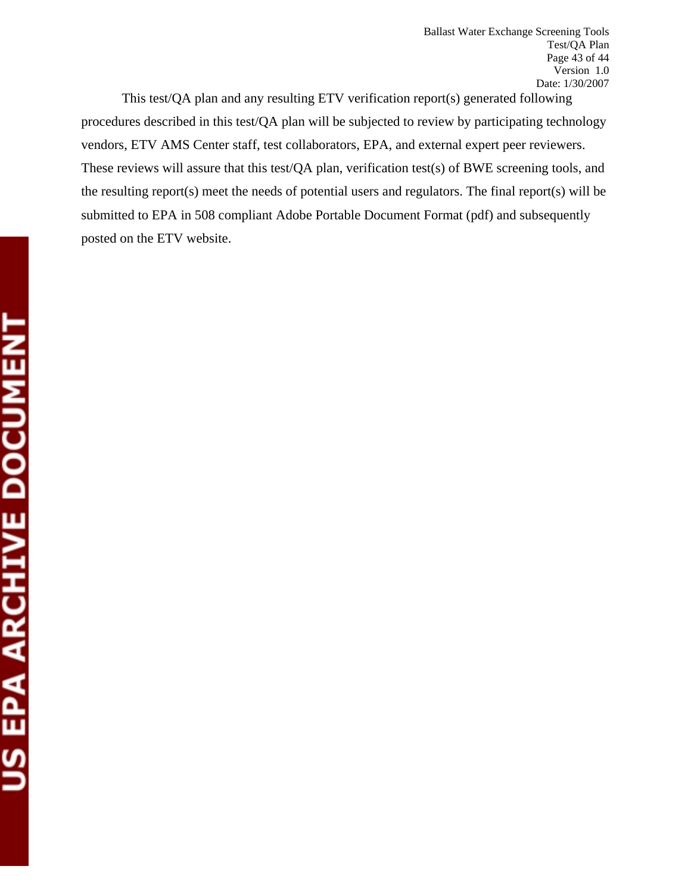This test/QA plan and any resulting ETV verification report(s) generated following procedures described in this test/QA plan will be subjected to review by participating technology vendors, ETV AMS Center staff, test collaborators, EPA, and external expert peer reviewers. These reviews will assure that this test/QA plan, verification test(s) of BWE screening tools, and the resulting report(s) meet the needs of potential users and regulators. The final report(s) will be submitted to EPA in 508 compliant Adobe Portable Document Format (pdf) and subsequently posted on the ETV website.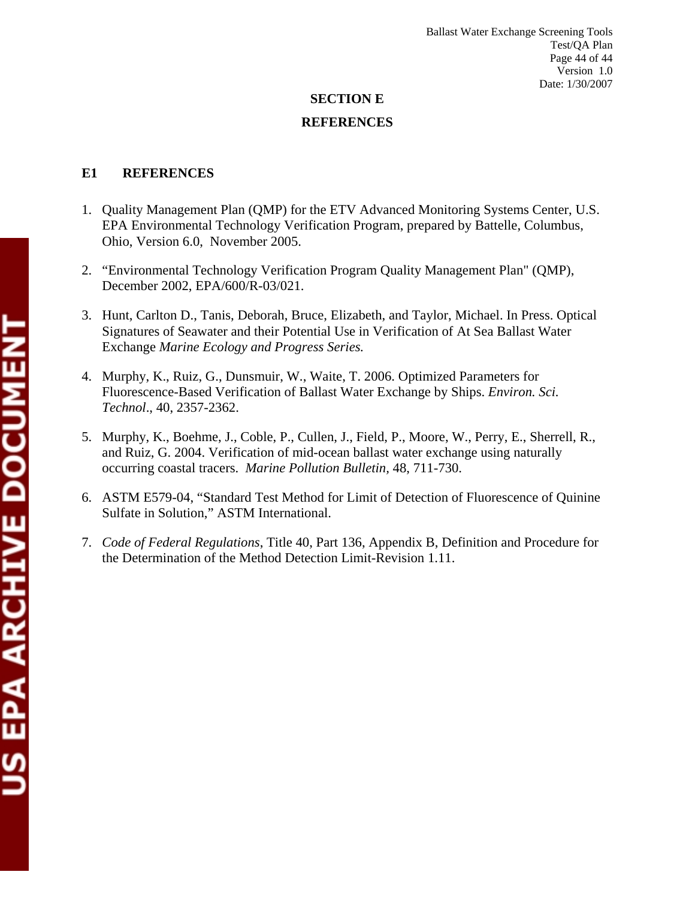# SECTION E

# REFERENCES

## E1 REFERENCES

1. Quality Management Plan (QMP) for the ETV Advanced Monitoring Systems Center, U.S. EPA Environmental Technology Verification Program, prepared by Battelle, Columbus, Ohio, Version 6.0, November 2005.

2. "Environmental Technology Verification Program Quality Management Plan" (QMP), December 2002, EPA/600/R-03/021.

3. Hunt, Carlton D., Tanis, Deborah, Bruce, Elizabeth, and Taylor, Michael. In Press. Optical Signatures of Seawater and their Potential Use in Verification of At Sea Ballast Water Exchange *Marine Ecology and Progress Series.*

4. Murphy, K., Ruiz, G., Dunsmuir, W., Waite, T. 2006. Optimized Parameters for Fluorescence-Based Verification of Ballast Water Exchange by Ships. *Environ. Sci. Technol*., 40, 2357-2362.

5. Murphy, K., Boehme, J., Coble, P., Cullen, J., Field, P., Moore, W., Perry, E., Sherrell, R., and Ruiz, G. 2004. Verification of mid-ocean ballast water exchange using naturally occurring coastal tracers. *Marine Pollution Bulletin,* 48, 711-730.

6. ASTM E579-04, "Standard Test Method for Limit of Detection of Fluorescence of Quinine Sulfate in Solution," ASTM International.

7. *Code of Federal Regulations*, Title 40, Part 136, Appendix B, Definition and Procedure for the Determination of the Method Detection Limit-Revision 1.11.